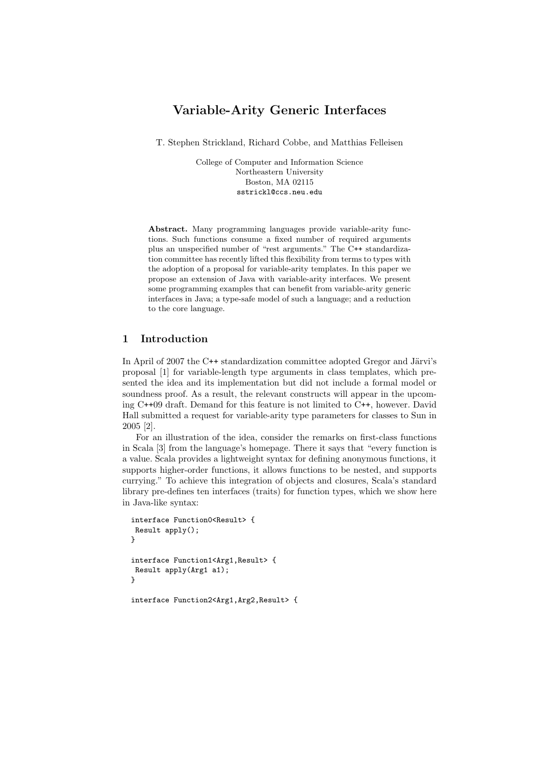# Variable-Arity Generic Interfaces

T. Stephen Strickland, Richard Cobbe, and Matthias Felleisen

College of Computer and Information Science
Northeastern University
Boston, MA 02115
sstrickl@ccs.neu.edu

**Abstract.** Many programming languages provide variable-arity functions. Such functions consume a fixed number of required arguments plus an unspecified number of "rest arguments." The C++ standardization committee has recently lifted this flexibility from terms to types with the adoption of a proposal for variable-arity templates. In this paper we propose an extension of Java with variable-arity interfaces. We present some programming examples that can benefit from variable-arity generic interfaces in Java; a type-safe model of such a language; and a reduction to the core language.

## 1 Introduction

In April of 2007 the C++ standardization committee adopted Gregor and Järvi's proposal [1] for variable-length type arguments in class templates, which presented the idea and its implementation but did not include a formal model or soundness proof. As a result, the relevant constructs will appear in the upcoming C++09 draft. Demand for this feature is not limited to C++, however. David Hall submitted a request for variable-arity type parameters for classes to Sun in 2005 [2].

For an illustration of the idea, consider the remarks on first-class functions in Scala [3] from the language's homepage. There it says that "every function is a value. Scala provides a lightweight syntax for defining anonymous functions, it supports higher-order functions, it allows functions to be nested, and supports currying." To achieve this integration of objects and closures, Scala's standard library pre-defines ten interfaces (traits) for function types, which we show here in Java-like syntax:

```
interface Function0<Result> {
 Result apply();
}

interface Function1<Arg1,Result> {
 Result apply(Arg1 a1);
}

interface Function2<Arg1,Arg2,Result> {
```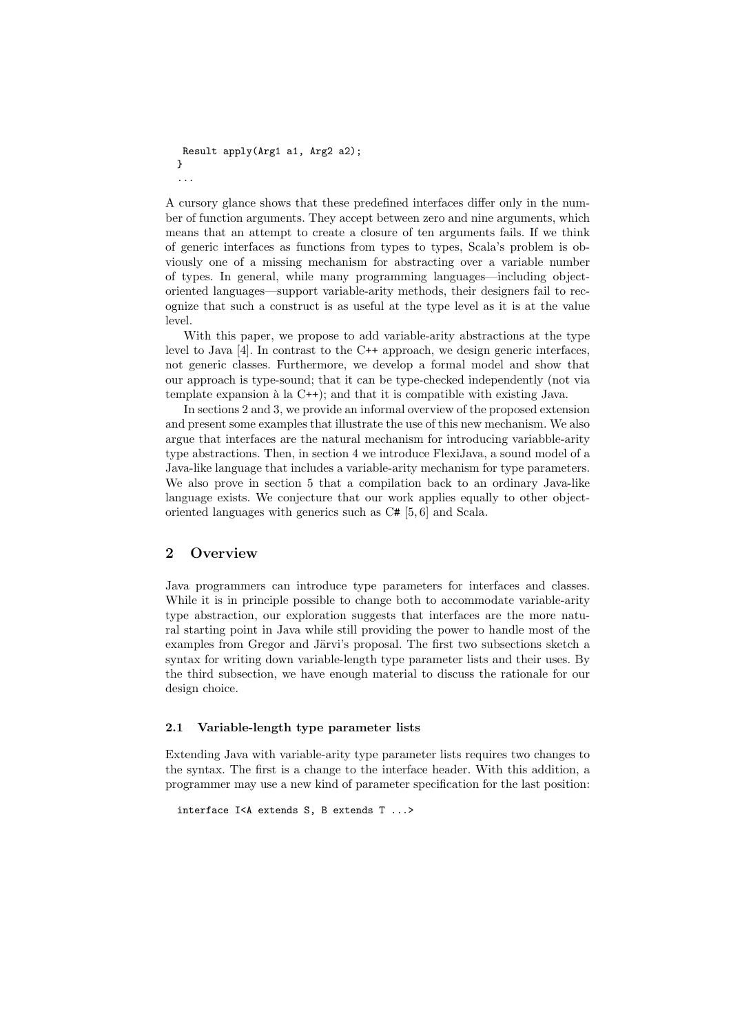```
  Result apply(Arg1 a1, Arg2 a2);
}
...
```

A cursory glance shows that these predefined interfaces differ only in the number of function arguments. They accept between zero and nine arguments, which means that an attempt to create a closure of ten arguments fails. If we think of generic interfaces as functions from types to types, Scala's problem is obviously one of a missing mechanism for abstracting over a variable number of types. In general, while many programming languages—including object-oriented languages—support variable-arity methods, their designers fail to recognize that such a construct is as useful at the type level as it is at the value level.

With this paper, we propose to add variable-arity abstractions at the type level to Java [4]. In contrast to the C++ approach, we design generic interfaces, not generic classes. Furthermore, we develop a formal model and show that our approach is type-sound; that it can be type-checked independently (not via template expansion à la C++); and that it is compatible with existing Java.

In sections 2 and 3, we provide an informal overview of the proposed extension and present some examples that illustrate the use of this new mechanism. We also argue that interfaces are the natural mechanism for introducing variabble-arity type abstractions. Then, in section 4 we introduce FlexiJava, a sound model of a Java-like language that includes a variable-arity mechanism for type parameters. We also prove in section 5 that a compilation back to an ordinary Java-like language exists. We conjecture that our work applies equally to other object-oriented languages with generics such as C# [5, 6] and Scala.

## 2 Overview

Java programmers can introduce type parameters for interfaces and classes. While it is in principle possible to change both to accommodate variable-arity type abstraction, our exploration suggests that interfaces are the more natural starting point in Java while still providing the power to handle most of the examples from Gregor and Järvi's proposal. The first two subsections sketch a syntax for writing down variable-length type parameter lists and their uses. By the third subsection, we have enough material to discuss the rationale for our design choice.

### 2.1 Variable-length type parameter lists

Extending Java with variable-arity type parameter lists requires two changes to the syntax. The first is a change to the interface header. With this addition, a programmer may use a new kind of parameter specification for the last position:

```
interface I<A extends S, B extends T ...>
```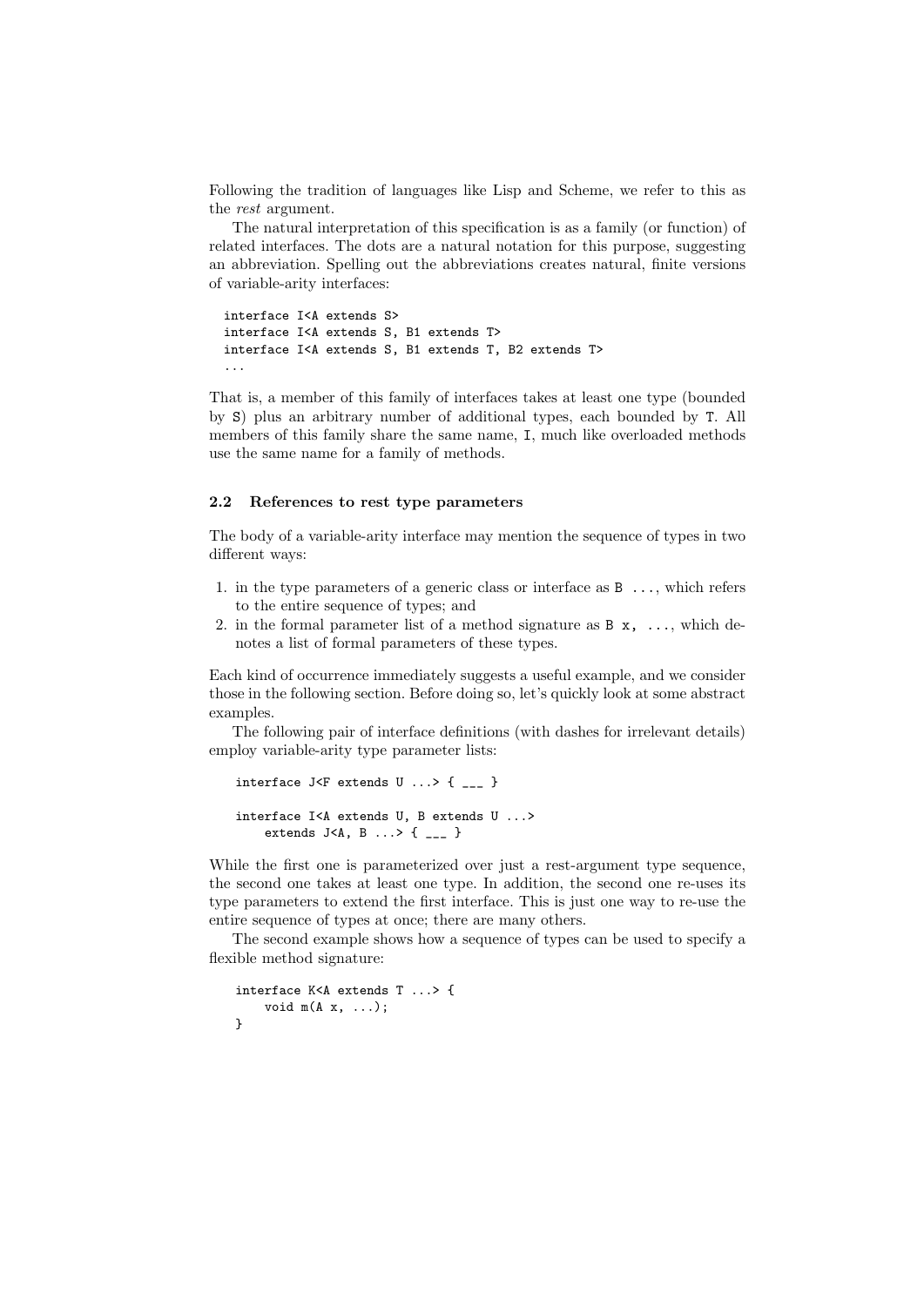Following the tradition of languages like Lisp and Scheme, we refer to this as the *rest* argument.

The natural interpretation of this specification is as a family (or function) of related interfaces. The dots are a natural notation for this purpose, suggesting an abbreviation. Spelling out the abbreviations creates natural, finite versions of variable-arity interfaces:

```
interface I<A extends S>
interface I<A extends S, B1 extends T>
interface I<A extends S, B1 extends T, B2 extends T>
...
```

That is, a member of this family of interfaces takes at least one type (bounded by `S`) plus an arbitrary number of additional types, each bounded by `T`. All members of this family share the same name, `I`, much like overloaded methods use the same name for a family of methods.

### 2.2 References to rest type parameters

The body of a variable-arity interface may mention the sequence of types in two different ways:

1. in the type parameters of a generic class or interface as `B ...`, which refers to the entire sequence of types; and
2. in the formal parameter list of a method signature as `B x, ...`, which denotes a list of formal parameters of these types.

Each kind of occurrence immediately suggests a useful example, and we consider those in the following section. Before doing so, let's quickly look at some abstract examples.

The following pair of interface definitions (with dashes for irrelevant details) employ variable-arity type parameter lists:

```
interface J<F extends U ...> { ___ }

interface I<A extends U, B extends U ...>
    extends J<A, B ...> { ___ }
```

While the first one is parameterized over just a rest-argument type sequence, the second one takes at least one type. In addition, the second one re-uses its type parameters to extend the first interface. This is just one way to re-use the entire sequence of types at once; there are many others.

The second example shows how a sequence of types can be used to specify a flexible method signature:

```
interface K<A extends T ...> {
    void m(A x, ...);
}
```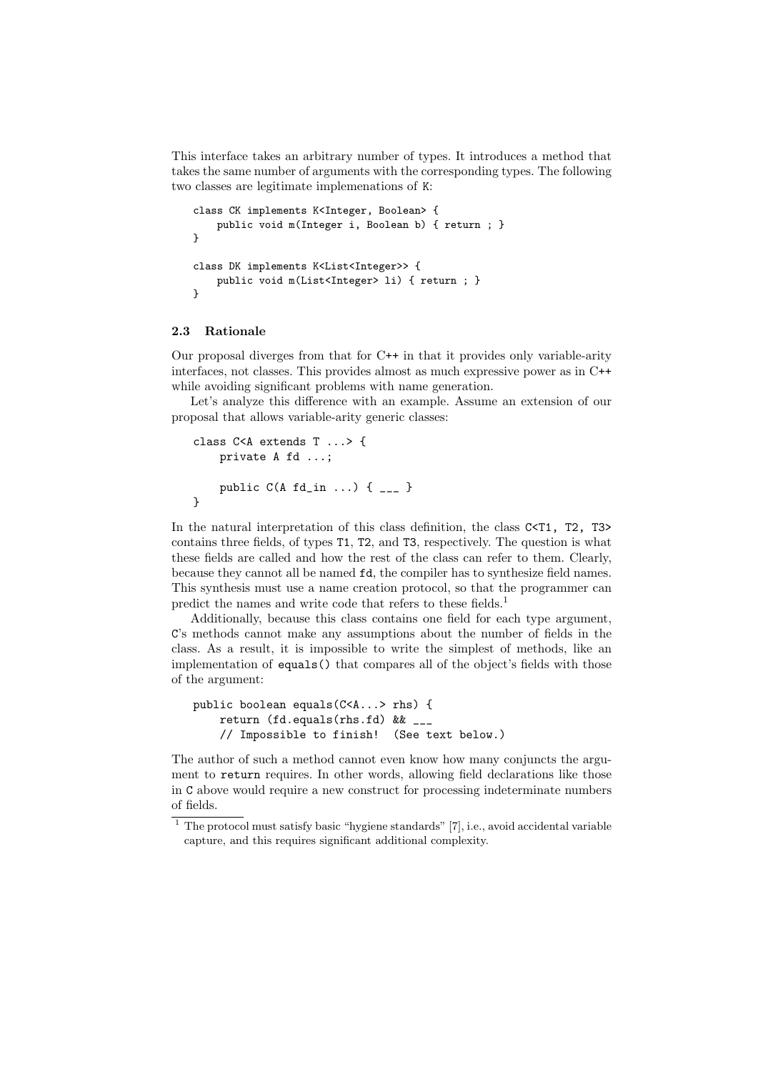This interface takes an arbitrary number of types. It introduces a method that takes the same number of arguments with the corresponding types. The following two classes are legitimate implemenations of K:

```
class CK implements K<Integer, Boolean> {
    public void m(Integer i, Boolean b) { return ; }
}

class DK implements K<List<Integer>> {
    public void m(List<Integer> li) { return ; }
}
```

### 2.3 Rationale

Our proposal diverges from that for C++ in that it provides only variable-arity interfaces, not classes. This provides almost as much expressive power as in C++ while avoiding significant problems with name generation.

Let's analyze this difference with an example. Assume an extension of our proposal that allows variable-arity generic classes:

```
class C<A extends T ...> {
    private A fd ...;

    public C(A fd_in ...) { ___ }
}
```

In the natural interpretation of this class definition, the class `C<T1, T2, T3>` contains three fields, of types `T1`, `T2`, and `T3`, respectively. The question is what these fields are called and how the rest of the class can refer to them. Clearly, because they cannot all be named `fd`, the compiler has to synthesize field names. This synthesis must use a name creation protocol, so that the programmer can predict the names and write code that refers to these fields.[1]

Additionally, because this class contains one field for each type argument, C's methods cannot make any assumptions about the number of fields in the class. As a result, it is impossible to write the simplest of methods, like an implementation of `equals()` that compares all of the object's fields with those of the argument:

```
public boolean equals(C<A...> rhs) {
    return (fd.equals(rhs.fd) && ___
    // Impossible to finish!  (See text below.)
```

The author of such a method cannot even know how many conjuncts the argument to `return` requires. In other words, allowing field declarations like those in C above would require a new construct for processing indeterminate numbers of fields.

[1] The protocol must satisfy basic "hygiene standards" [7], i.e., avoid accidental variable capture, and this requires significant additional complexity.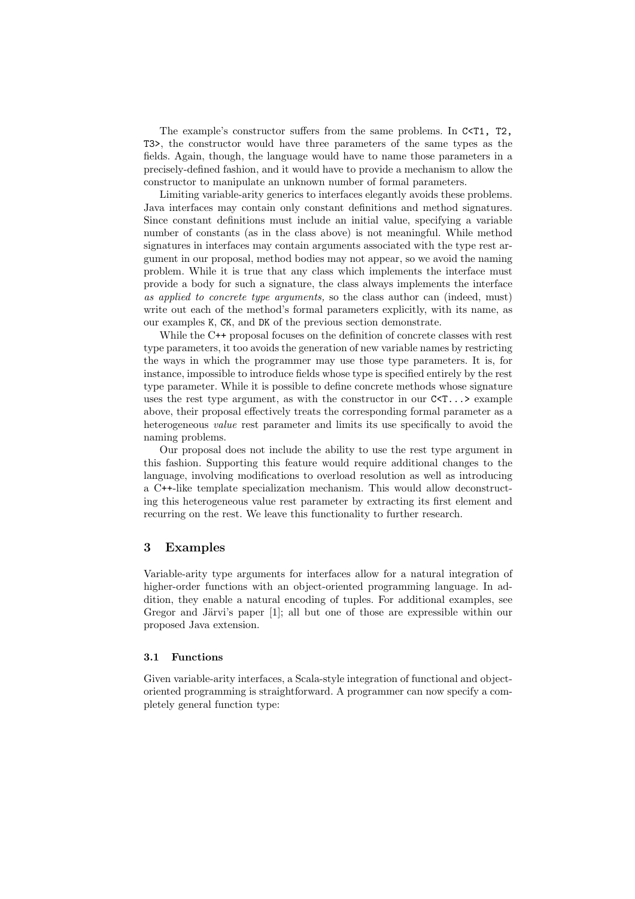The example's constructor suffers from the same problems. In `C<T1, T2, T3>`, the constructor would have three parameters of the same types as the fields. Again, though, the language would have to name those parameters in a precisely-defined fashion, and it would have to provide a mechanism to allow the constructor to manipulate an unknown number of formal parameters.

Limiting variable-arity generics to interfaces elegantly avoids these problems. Java interfaces may contain only constant definitions and method signatures. Since constant definitions must include an initial value, specifying a variable number of constants (as in the class above) is not meaningful. While method signatures in interfaces may contain arguments associated with the type rest argument in our proposal, method bodies may not appear, so we avoid the naming problem. While it is true that any class which implements the interface must provide a body for such a signature, the class always implements the interface *as applied to concrete type arguments*, so the class author can (indeed, must) write out each of the method's formal parameters explicitly, with its name, as our examples `K`, `CK`, and `DK` of the previous section demonstrate.

While the C++ proposal focuses on the definition of concrete classes with rest type parameters, it too avoids the generation of new variable names by restricting the ways in which the programmer may use those type parameters. It is, for instance, impossible to introduce fields whose type is specified entirely by the rest type parameter. While it is possible to define concrete methods whose signature uses the rest type argument, as with the constructor in our `C<T...>` example above, their proposal effectively treats the corresponding formal parameter as a heterogeneous *value* rest parameter and limits its use specifically to avoid the naming problems.

Our proposal does not include the ability to use the rest type argument in this fashion. Supporting this feature would require additional changes to the language, involving modifications to overload resolution as well as introducing a C++-like template specialization mechanism. This would allow deconstructing this heterogeneous value rest parameter by extracting its first element and recurring on the rest. We leave this functionality to further research.

## 3 Examples

Variable-arity type arguments for interfaces allow for a natural integration of higher-order functions with an object-oriented programming language. In addition, they enable a natural encoding of tuples. For additional examples, see Gregor and Järvi's paper [1]; all but one of those are expressible within our proposed Java extension.

### 3.1 Functions

Given variable-arity interfaces, a Scala-style integration of functional and object-oriented programming is straightforward. A programmer can now specify a completely general function type: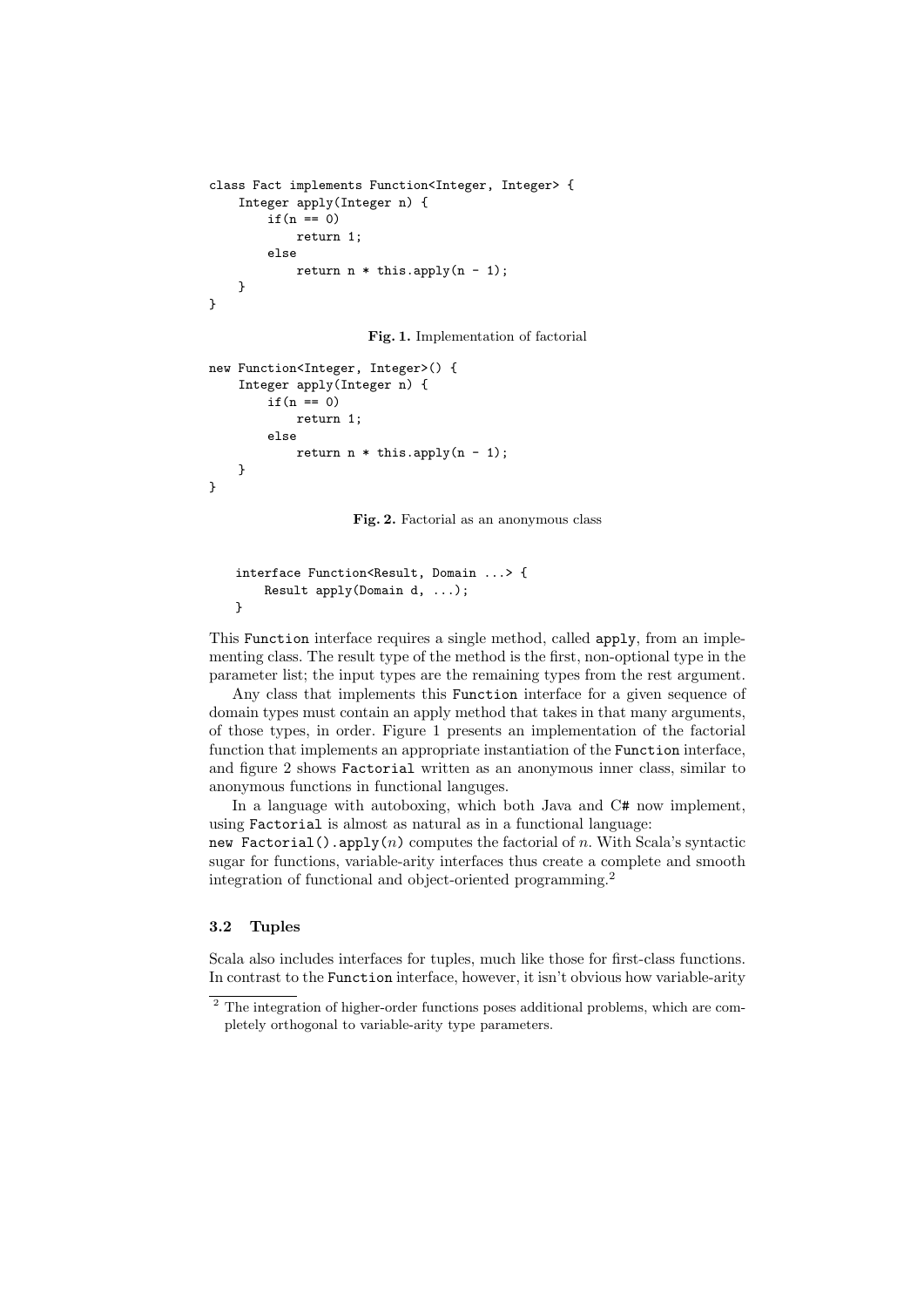```
class Fact implements Function<Integer, Integer> {
    Integer apply(Integer n) {
        if(n == 0)
            return 1;
        else
            return n * this.apply(n - 1);
    }
}
```

**Fig. 1.** Implementation of factorial

```
new Function<Integer, Integer>() {
    Integer apply(Integer n) {
        if(n == 0)
            return 1;
        else
            return n * this.apply(n - 1);
    }
}
```

**Fig. 2.** Factorial as an anonymous class

```
interface Function<Result, Domain ...> {
    Result apply(Domain d, ...);
}
```

This `Function` interface requires a single method, called `apply`, from an implementing class. The result type of the method is the first, non-optional type in the parameter list; the input types are the remaining types from the rest argument.

Any class that implements this `Function` interface for a given sequence of domain types must contain an apply method that takes in that many arguments, of those types, in order. Figure 1 presents an implementation of the factorial function that implements an appropriate instantiation of the `Function` interface, and figure 2 shows `Factorial` written as an anonymous inner class, similar to anonymous functions in functional languges.

In a language with autoboxing, which both Java and C# now implement, using `Factorial` is almost as natural as in a functional language: `new Factorial().apply(`$n$`)` computes the factorial of $n$. With Scala's syntactic sugar for functions, variable-arity interfaces thus create a complete and smooth integration of functional and object-oriented programming.[2]

### 3.2 Tuples

Scala also includes interfaces for tuples, much like those for first-class functions. In contrast to the `Function` interface, however, it isn't obvious how variable-arity

[2] The integration of higher-order functions poses additional problems, which are completely orthogonal to variable-arity type parameters.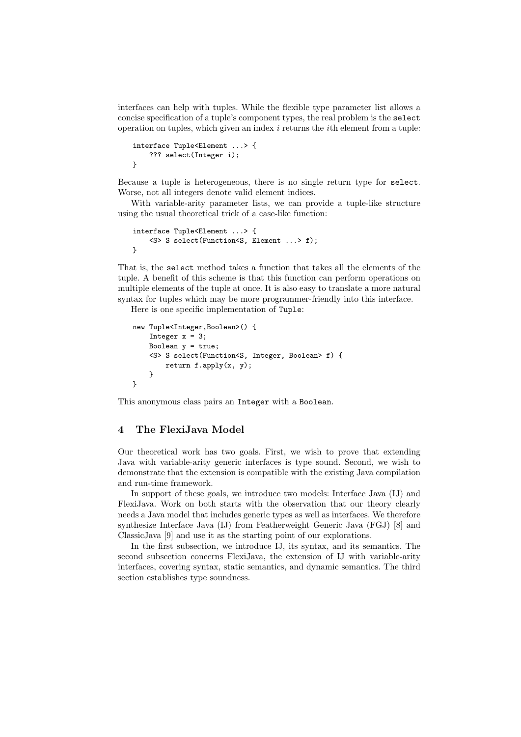interfaces can help with tuples. While the flexible type parameter list allows a concise specification of a tuple's component types, the real problem is the `select` operation on tuples, which given an index $i$ returns the $i$th element from a tuple:

```
interface Tuple<Element ...> {
    ??? select(Integer i);
}
```

Because a tuple is heterogeneous, there is no single return type for `select`. Worse, not all integers denote valid element indices.

With variable-arity parameter lists, we can provide a tuple-like structure using the usual theoretical trick of a case-like function:

```
interface Tuple<Element ...> {
    <S> S select(Function<S, Element ...> f);
}
```

That is, the `select` method takes a function that takes all the elements of the tuple. A benefit of this scheme is that this function can perform operations on multiple elements of the tuple at once. It is also easy to translate a more natural syntax for tuples which may be more programmer-friendly into this interface.

Here is one specific implementation of `Tuple`:

```
new Tuple<Integer,Boolean>() {
    Integer x = 3;
    Boolean y = true;
    <S> S select(Function<S, Integer, Boolean> f) {
        return f.apply(x, y);
    }
}
```

This anonymous class pairs an `Integer` with a `Boolean`.

## 4 The FlexiJava Model

Our theoretical work has two goals. First, we wish to prove that extending Java with variable-arity generic interfaces is type sound. Second, we wish to demonstrate that the extension is compatible with the existing Java compilation and run-time framework.

In support of these goals, we introduce two models: Interface Java (IJ) and FlexiJava. Work on both starts with the observation that our theory clearly needs a Java model that includes generic types as well as interfaces. We therefore synthesize Interface Java (IJ) from Featherweight Generic Java (FGJ) [8] and ClassicJava [9] and use it as the starting point of our explorations.

In the first subsection, we introduce IJ, its syntax, and its semantics. The second subsection concerns FlexiJava, the extension of IJ with variable-arity interfaces, covering syntax, static semantics, and dynamic semantics. The third section establishes type soundness.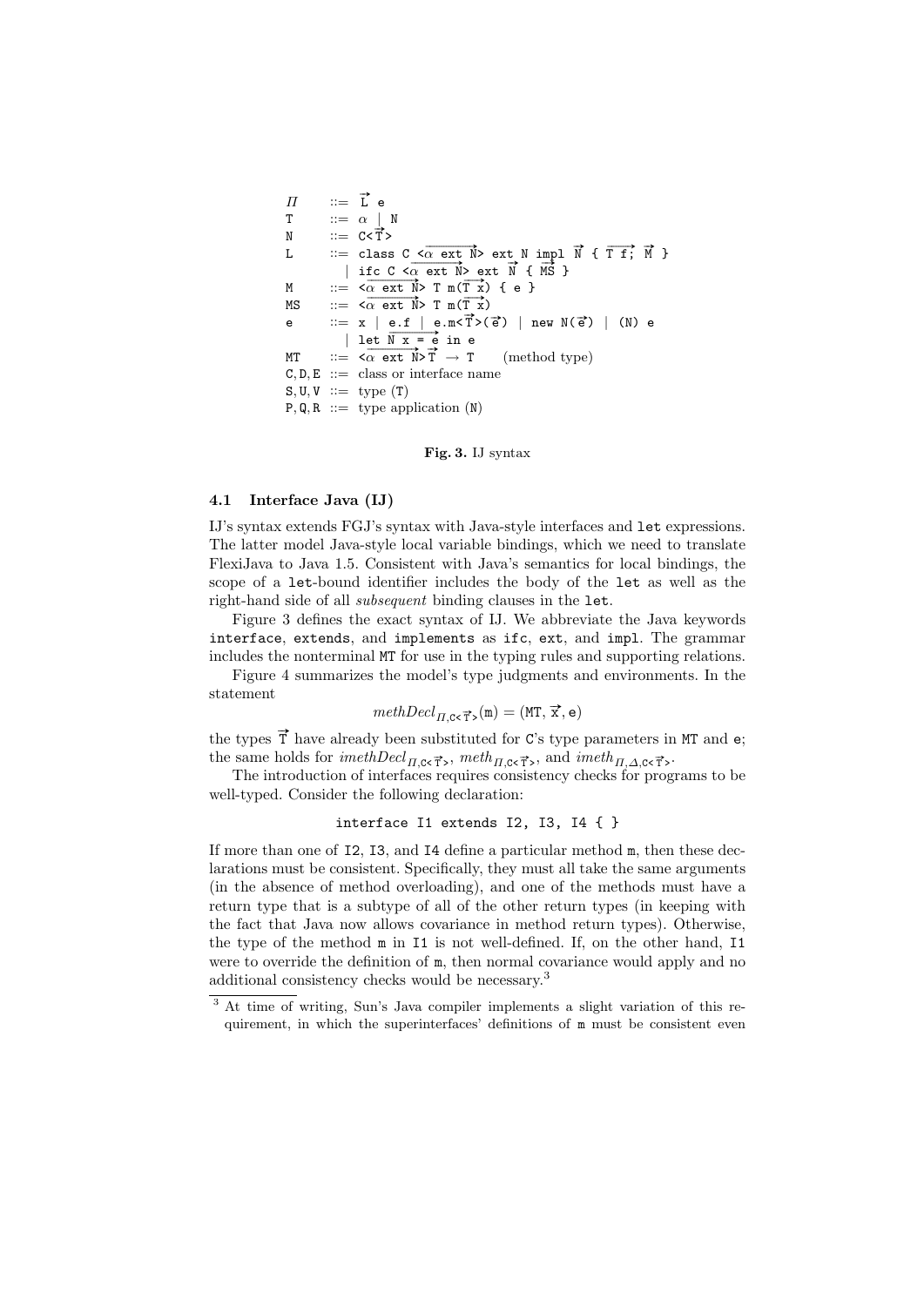$$
\begin{array}{lcl}
\Pi & ::= & \overrightarrow{\texttt{L}}\ \texttt{e} \\
\texttt{T} & ::= & \alpha \mid \texttt{N} \\
\texttt{N} & ::= & \texttt{C<}\overrightarrow{\texttt{T}}\texttt{>} \\
\texttt{L} & ::= & \texttt{class C <}\overrightarrow{\alpha\ \texttt{ext N}}\texttt{> ext N impl } \overrightarrow{\texttt{N}}\ \texttt{\{ } \overrightarrow{\texttt{T f;}}\ \overrightarrow{\texttt{M}}\ \texttt{\}} \\
 & & \mid\ \texttt{ifc C <}\overrightarrow{\alpha\ \texttt{ext N}}\texttt{> ext } \overrightarrow{\texttt{N}}\ \texttt{\{ } \overrightarrow{\texttt{MS}}\ \texttt{\}} \\
\texttt{M} & ::= & \texttt{<}\overrightarrow{\alpha\ \texttt{ext N}}\texttt{> T m(}\overrightarrow{\texttt{T x}}\texttt{) \{ e \}} \\
\texttt{MS} & ::= & \texttt{<}\overrightarrow{\alpha\ \texttt{ext N}}\texttt{> T m(}\overrightarrow{\texttt{T x}}\texttt{)} \\
\texttt{e} & ::= & \texttt{x} \mid \texttt{e.f} \mid \texttt{e.m<}\overrightarrow{\texttt{T}}\texttt{>(}\overrightarrow{\texttt{e}}\texttt{)} \mid \texttt{new N(}\overrightarrow{\texttt{e}}\texttt{)} \mid \texttt{(N) e} \\
 & & \mid\ \texttt{let } \overrightarrow{\texttt{N x = e}}\ \texttt{in e} \\
\texttt{MT} & ::= & \texttt{<}\overrightarrow{\alpha\ \texttt{ext N}}\texttt{>}\overrightarrow{\texttt{T}} \rightarrow \texttt{T} \qquad \text{(method type)} \\
\texttt{C},\texttt{D},\texttt{E} & ::= & \text{class or interface name} \\
\texttt{S},\texttt{U},\texttt{V} & ::= & \text{type (T)} \\
\texttt{P},\texttt{Q},\texttt{R} & ::= & \text{type application (N)}
\end{array}
$$

**Fig. 3.** IJ syntax

### 4.1 Interface Java (IJ)

IJ's syntax extends FGJ's syntax with Java-style interfaces and `let` expressions. The latter model Java-style local variable bindings, which we need to translate FlexiJava to Java 1.5. Consistent with Java's semantics for local bindings, the scope of a `let`-bound identifier includes the body of the `let` as well as the right-hand side of all *subsequent* binding clauses in the `let`.

Figure 3 defines the exact syntax of IJ. We abbreviate the Java keywords `interface`, `extends`, and `implements` as `ifc`, `ext`, and `impl`. The grammar includes the nonterminal `MT` for use in the typing rules and supporting relations.

Figure 4 summarizes the model's type judgments and environments. In the statement

$$methDecl_{\Pi,\texttt{C<}\overrightarrow{\texttt{T}}\texttt{>}}(\texttt{m}) = (\texttt{MT}, \overrightarrow{\texttt{x}}, \texttt{e})$$

the types $\overrightarrow{\texttt{T}}$ have already been substituted for `C`'s type parameters in `MT` and `e`; the same holds for $imethDecl_{\Pi,\texttt{C<}\overrightarrow{\texttt{T}}\texttt{>}}$, $meth_{\Pi,\texttt{C<}\overrightarrow{\texttt{T}}\texttt{>}}$, and $imeth_{\Pi,\Delta,\texttt{C<}\overrightarrow{\texttt{T}}\texttt{>}}$.

The introduction of interfaces requires consistency checks for programs to be well-typed. Consider the following declaration:

```
interface I1 extends I2, I3, I4 { }
```

If more than one of `I2`, `I3`, and `I4` define a particular method `m`, then these declarations must be consistent. Specifically, they must all take the same arguments (in the absence of method overloading), and one of the methods must have a return type that is a subtype of all of the other return types (in keeping with the fact that Java now allows covariance in method return types). Otherwise, the type of the method `m` in `I1` is not well-defined. If, on the other hand, `I1` were to override the definition of `m`, then normal covariance would apply and no additional consistency checks would be necessary.[3]

[3] At time of writing, Sun's Java compiler implements a slight variation of this requirement, in which the superinterfaces' definitions of `m` must be consistent even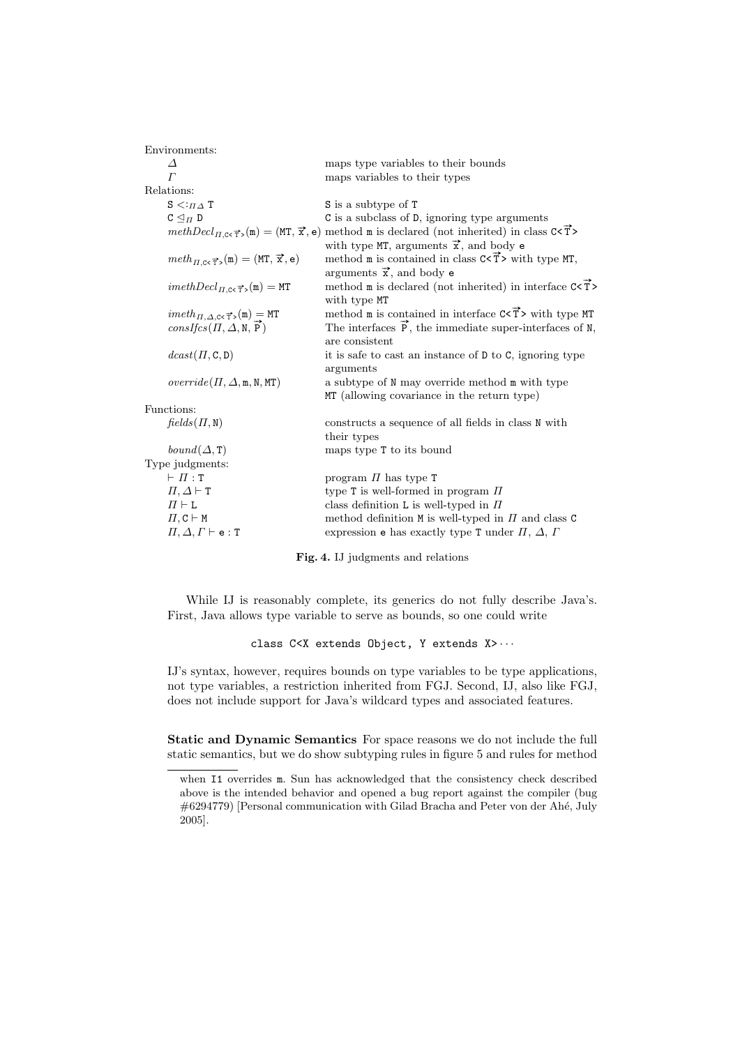| | |
|---|---|
| Environments: | |
| $\Delta$ | maps type variables to their bounds |
| $\Gamma$ | maps variables to their types |
| Relations: | |
| $\mathtt{S} <:_{\Pi\,\Delta} \mathtt{T}$ | S is a subtype of T |
| $\mathtt{C} \trianglelefteq_{\Pi} \mathtt{D}$ | C is a subclass of D, ignoring type arguments |
| $methDecl_{\Pi,\mathtt{C}<\vec{\mathtt{T}}>}(\mathtt{m}) = (\mathtt{MT}, \vec{\mathtt{x}}, \mathtt{e})$ | method m is declared (not inherited) in class $\mathtt{C}<\vec{\mathtt{T}}>$ with type MT, arguments $\vec{\mathtt{x}}$, and body e |
| $meth_{\Pi,\mathtt{C}<\vec{\mathtt{T}}>}(\mathtt{m}) = (\mathtt{MT}, \vec{\mathtt{x}}, \mathtt{e})$ | method m is contained in class $\mathtt{C}<\vec{\mathtt{T}}>$ with type MT, arguments $\vec{\mathtt{x}}$, and body e |
| $imethDecl_{\Pi,\mathtt{C}<\vec{\mathtt{T}}>}(\mathtt{m}) = \mathtt{MT}$ | method m is declared (not inherited) in interface $\mathtt{C}<\vec{\mathtt{T}}>$ with type MT |
| $imeth_{\Pi,\Delta,\mathtt{C}<\vec{\mathtt{T}}>}(\mathtt{m}) = \mathtt{MT}$ | method m is contained in interface $\mathtt{C}<\vec{\mathtt{T}}>$ with type MT |
| $consIfcs(\Pi, \Delta, \mathtt{N}, \vec{\mathtt{P}})$ | The interfaces $\vec{\mathtt{P}}$, the immediate super-interfaces of N, are consistent |
| $dcast(\Pi, \mathtt{C}, \mathtt{D})$ | it is safe to cast an instance of D to C, ignoring type arguments |
| $override(\Pi, \Delta, \mathtt{m}, \mathtt{N}, \mathtt{MT})$ | a subtype of N may override method m with type MT (allowing covariance in the return type) |
| Functions: | |
| $fields(\Pi, \mathtt{N})$ | constructs a sequence of all fields in class N with their types |
| $bound(\Delta, \mathtt{T})$ | maps type T to its bound |
| Type judgments: | |
| $\vdash \Pi : \mathtt{T}$ | program $\Pi$ has type T |
| $\Pi, \Delta \vdash \mathtt{T}$ | type T is well-formed in program $\Pi$ |
| $\Pi \vdash \mathtt{L}$ | class definition L is well-typed in $\Pi$ |
| $\Pi, \mathtt{C} \vdash \mathtt{M}$ | method definition M is well-typed in $\Pi$ and class C |
| $\Pi, \Delta, \Gamma \vdash \mathtt{e} : \mathtt{T}$ | expression e has exactly type T under $\Pi$, $\Delta$, $\Gamma$ |

**Fig. 4.** IJ judgments and relations

While IJ is reasonably complete, its generics do not fully describe Java's. First, Java allows type variable to serve as bounds, so one could write

```
class C<X extends Object, Y extends X>···
```

IJ's syntax, however, requires bounds on type variables to be type applications, not type variables, a restriction inherited from FGJ. Second, IJ, also like FGJ, does not include support for Java's wildcard types and associated features.

**Static and Dynamic Semantics** For space reasons we do not include the full static semantics, but we do show subtyping rules in figure 5 and rules for method

when I1 overrides m. Sun has acknowledged that the consistency check described above is the intended behavior and opened a bug report against the compiler (bug #6294779) [Personal communication with Gilad Bracha and Peter von der Ahé, July 2005].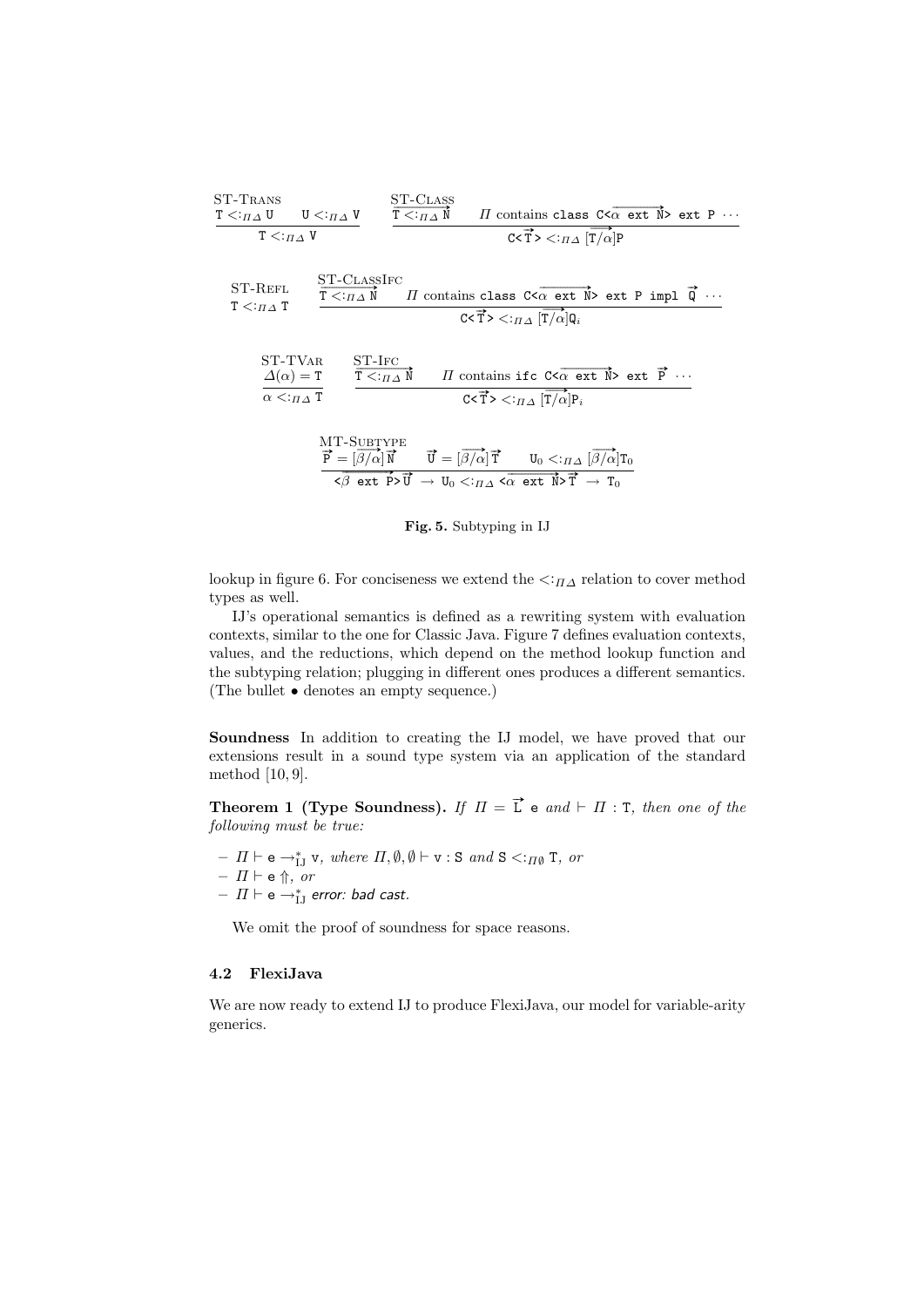$$\frac{\text{ST-Trans} \quad \mathtt{T} <:_{\Pi\Delta} \mathtt{U} \qquad \mathtt{U} <:_{\Pi\Delta} \mathtt{V}}{\mathtt{T} <:_{\Pi\Delta} \mathtt{V}}$$

$$\frac{\text{ST-Class} \quad \overrightarrow{\mathtt{T} <:_{\Pi\Delta} \mathtt{N}} \qquad \Pi \text{ contains } \mathtt{class\ C}\texttt{<}\overrightarrow{\alpha\ \mathtt{ext\ N}}\texttt{>}\ \mathtt{ext\ P} \cdots}{\mathtt{C}\texttt{<}\vec{\mathtt{T}}\texttt{>} <:_{\Pi\Delta} [\overrightarrow{\mathtt{T}/\alpha}]\mathtt{P}}$$

$$\text{ST-Refl} \quad \mathtt{T} <:_{\Pi\Delta} \mathtt{T}$$

$$\frac{\text{ST-ClassIfc} \quad \overrightarrow{\mathtt{T} <:_{\Pi\Delta} \mathtt{N}} \qquad \Pi \text{ contains } \mathtt{class\ C}\texttt{<}\overrightarrow{\alpha\ \mathtt{ext\ N}}\texttt{>}\ \mathtt{ext\ P\ impl}\ \vec{\mathtt{Q}} \cdots}{\mathtt{C}\texttt{<}\vec{\mathtt{T}}\texttt{>} <:_{\Pi\Delta} [\overrightarrow{\mathtt{T}/\alpha}]\mathtt{Q}_i}$$

$$\frac{\text{ST-TVar} \quad \Delta(\alpha) = \mathtt{T}}{\alpha <:_{\Pi\Delta} \mathtt{T}}$$

$$\frac{\text{ST-Ifc} \quad \overrightarrow{\mathtt{T} <:_{\Pi\Delta} \mathtt{N}} \qquad \Pi \text{ contains } \mathtt{ifc\ C}\texttt{<}\overrightarrow{\alpha\ \mathtt{ext\ N}}\texttt{>}\ \mathtt{ext}\ \vec{\mathtt{P}} \cdots}{\mathtt{C}\texttt{<}\vec{\mathtt{T}}\texttt{>} <:_{\Pi\Delta} [\overrightarrow{\mathtt{T}/\alpha}]\mathtt{P}_i}$$

$$\frac{\text{MT-Subtype} \quad \vec{\mathtt{P}} = [\overrightarrow{\beta/\alpha}]\vec{\mathtt{N}} \qquad \vec{\mathtt{U}} = [\overrightarrow{\beta/\alpha}]\vec{\mathtt{T}} \qquad \mathtt{U}_0 <:_{\Pi\Delta} [\overrightarrow{\beta/\alpha}]\mathtt{T}_0}{\texttt{<}\overrightarrow{\beta\ \mathtt{ext\ P}}\texttt{>}\vec{\mathtt{U}} \rightarrow \mathtt{U}_0 <:_{\Pi\Delta} \texttt{<}\overrightarrow{\alpha\ \mathtt{ext\ N}}\texttt{>}\vec{\mathtt{T}} \rightarrow \mathtt{T}_0}$$

**Fig. 5.** Subtyping in IJ

lookup in figure 6. For conciseness we extend the $<:_{\Pi\Delta}$ relation to cover method types as well.

IJ's operational semantics is defined as a rewriting system with evaluation contexts, similar to the one for Classic Java. Figure 7 defines evaluation contexts, values, and the reductions, which depend on the method lookup function and the subtyping relation; plugging in different ones produces a different semantics. (The bullet $\bullet$ denotes an empty sequence.)

**Soundness** In addition to creating the IJ model, we have proved that our extensions result in a sound type system via an application of the standard method [10, 9].

**Theorem 1 (Type Soundness).** *If* $\Pi = \vec{\mathtt{L}}\ \mathtt{e}$ *and* $\vdash \Pi : \mathtt{T}$*, then one of the following must be true:*

- $\Pi \vdash \mathtt{e} \rightarrow^*_{\mathrm{IJ}} \mathtt{v}$*, where* $\Pi, \emptyset, \emptyset \vdash \mathtt{v} : \mathtt{S}$ *and* $\mathtt{S} <:_{\Pi\emptyset} \mathtt{T}$*, or*
- $\Pi \vdash \mathtt{e} \Uparrow$*, or*
- $\Pi \vdash \mathtt{e} \rightarrow^*_{\mathrm{IJ}}$ *error: bad cast.*

We omit the proof of soundness for space reasons.

### 4.2 FlexiJava

We are now ready to extend IJ to produce FlexiJava, our model for variable-arity generics.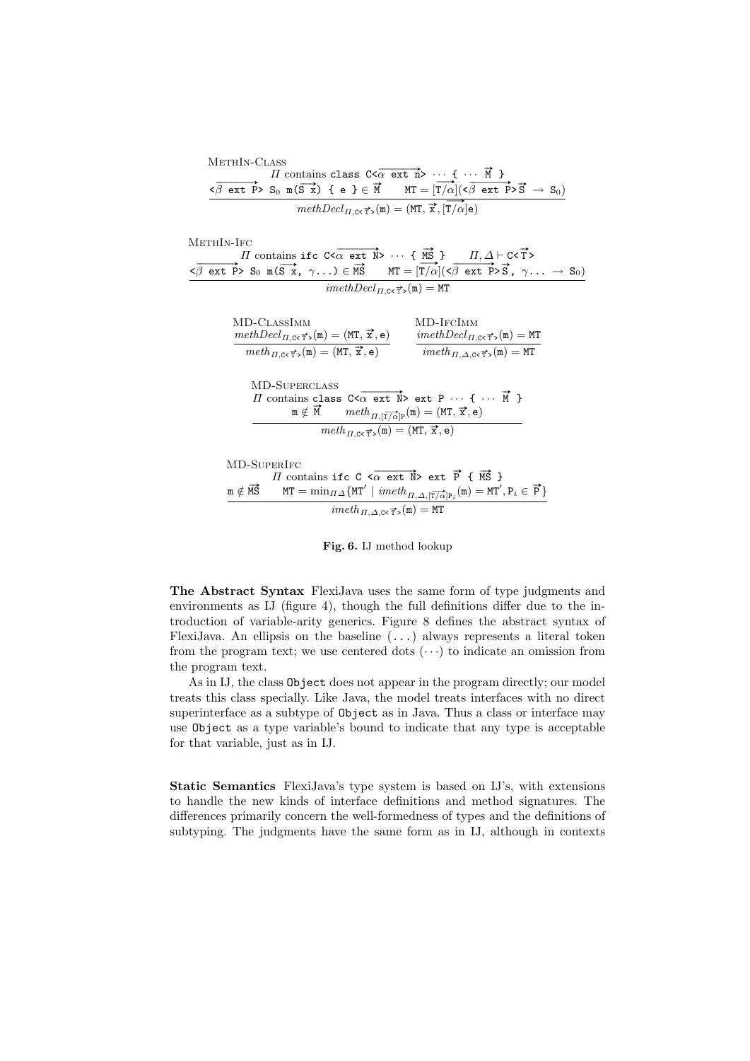MethIn-Class

$$\frac{\Pi \text{ contains } \texttt{class C<}\overrightarrow{\alpha \texttt{ ext n}}\texttt{>} \cdots \texttt{\{} \cdots \overrightarrow{\texttt{M}} \texttt{\}} \qquad \overrightarrow{\texttt{<}\beta \texttt{ ext P>}}\ \texttt{S}_0\ \texttt{m(}\overrightarrow{\texttt{S x}}\texttt{) \{ e \}} \in \overrightarrow{\texttt{M}} \qquad \texttt{MT} = [\overrightarrow{\texttt{T}/\alpha}](\overrightarrow{\texttt{<}\beta \texttt{ ext P>}}\overrightarrow{\texttt{S}} \rightarrow \texttt{S}_0)}{methDecl_{\Pi,\texttt{C<}\overrightarrow{\texttt{T}}\texttt{>}}(\texttt{m}) = (\texttt{MT}, \overrightarrow{\texttt{x}}, [\overrightarrow{\texttt{T}/\alpha}]\texttt{e})}$$

MethIn-Ifc

$$\frac{\Pi \text{ contains } \texttt{ifc C<}\overrightarrow{\alpha \texttt{ ext N}}\texttt{>} \cdots \texttt{\{ } \overrightarrow{\texttt{MS}} \texttt{ \}} \qquad \Pi, \Delta \vdash \texttt{C<}\overrightarrow{\texttt{T}}\texttt{>} \qquad \overrightarrow{\texttt{<}\beta \texttt{ ext P>}}\ \texttt{S}_0\ \texttt{m(}\overrightarrow{\texttt{S x}}\texttt{, } \gamma\texttt{...)} \in \overrightarrow{\texttt{MS}} \qquad \texttt{MT} = [\overrightarrow{\texttt{T}/\alpha}](\overrightarrow{\texttt{<}\beta \texttt{ ext P>}}\overrightarrow{\texttt{S}}\texttt{, } \gamma\texttt{...} \rightarrow \texttt{S}_0)}{imethDecl_{\Pi,\texttt{C<}\overrightarrow{\texttt{T}}\texttt{>}}(\texttt{m}) = \texttt{MT}}$$

MD-ClassImm

$$\frac{methDecl_{\Pi,\texttt{C<}\overrightarrow{\texttt{T}}\texttt{>}}(\texttt{m}) = (\texttt{MT}, \overrightarrow{\texttt{x}}, \texttt{e})}{meth_{\Pi,\texttt{C<}\overrightarrow{\texttt{T}}\texttt{>}}(\texttt{m}) = (\texttt{MT}, \overrightarrow{\texttt{x}}, \texttt{e})}$$

MD-IfcImm

$$\frac{imethDecl_{\Pi,\texttt{C<}\overrightarrow{\texttt{T}}\texttt{>}}(\texttt{m}) = \texttt{MT}}{imeth_{\Pi,\Delta,\texttt{C<}\overrightarrow{\texttt{T}}\texttt{>}}(\texttt{m}) = \texttt{MT}}$$

MD-Superclass

$$\frac{\Pi \text{ contains } \texttt{class C<}\overrightarrow{\alpha \texttt{ ext N}}\texttt{> ext P} \cdots \texttt{\{} \cdots \overrightarrow{\texttt{M}} \texttt{\}} \qquad \texttt{m} \notin \overrightarrow{\texttt{M}} \qquad meth_{\Pi,[\overrightarrow{\texttt{T}/\alpha}]\texttt{P}}(\texttt{m}) = (\texttt{MT}, \overrightarrow{\texttt{x}}, \texttt{e})}{meth_{\Pi,\texttt{C<}\overrightarrow{\texttt{T}}\texttt{>}}(\texttt{m}) = (\texttt{MT}, \overrightarrow{\texttt{x}}, \texttt{e})}$$

MD-SuperIfc

$$\frac{\Pi \text{ contains } \texttt{ifc C <}\overrightarrow{\alpha \texttt{ ext N}}\texttt{> ext } \overrightarrow{\texttt{P}} \texttt{ \{ } \overrightarrow{\texttt{MS}} \texttt{ \}} \qquad \texttt{m} \notin \overrightarrow{\texttt{MS}} \qquad \texttt{MT} = \min_{\Pi\Delta}\{\texttt{MT}' \mid imeth_{\Pi,\Delta,[\overrightarrow{\texttt{T}/\alpha}]\texttt{P}_i}(\texttt{m}) = \texttt{MT}', \texttt{P}_i \in \overrightarrow{\texttt{P}}\}}{imeth_{\Pi,\Delta,\texttt{C<}\overrightarrow{\texttt{T}}\texttt{>}}(\texttt{m}) = \texttt{MT}}$$

**Fig. 6.** IJ method lookup

**The Abstract Syntax** FlexiJava uses the same form of type judgments and environments as IJ (figure 4), though the full definitions differ due to the introduction of variable-arity generics. Figure 8 defines the abstract syntax of FlexiJava. An ellipsis on the baseline (`...`) always represents a literal token from the program text; we use centered dots ($\cdots$) to indicate an omission from the program text.

As in IJ, the class `Object` does not appear in the program directly; our model treats this class specially. Like Java, the model treats interfaces with no direct superinterface as a subtype of `Object` as in Java. Thus a class or interface may use `Object` as a type variable's bound to indicate that any type is acceptable for that variable, just as in IJ.

**Static Semantics** FlexiJava's type system is based on IJ's, with extensions to handle the new kinds of interface definitions and method signatures. The differences primarily concern the well-formedness of types and the definitions of subtyping. The judgments have the same form as in IJ, although in contexts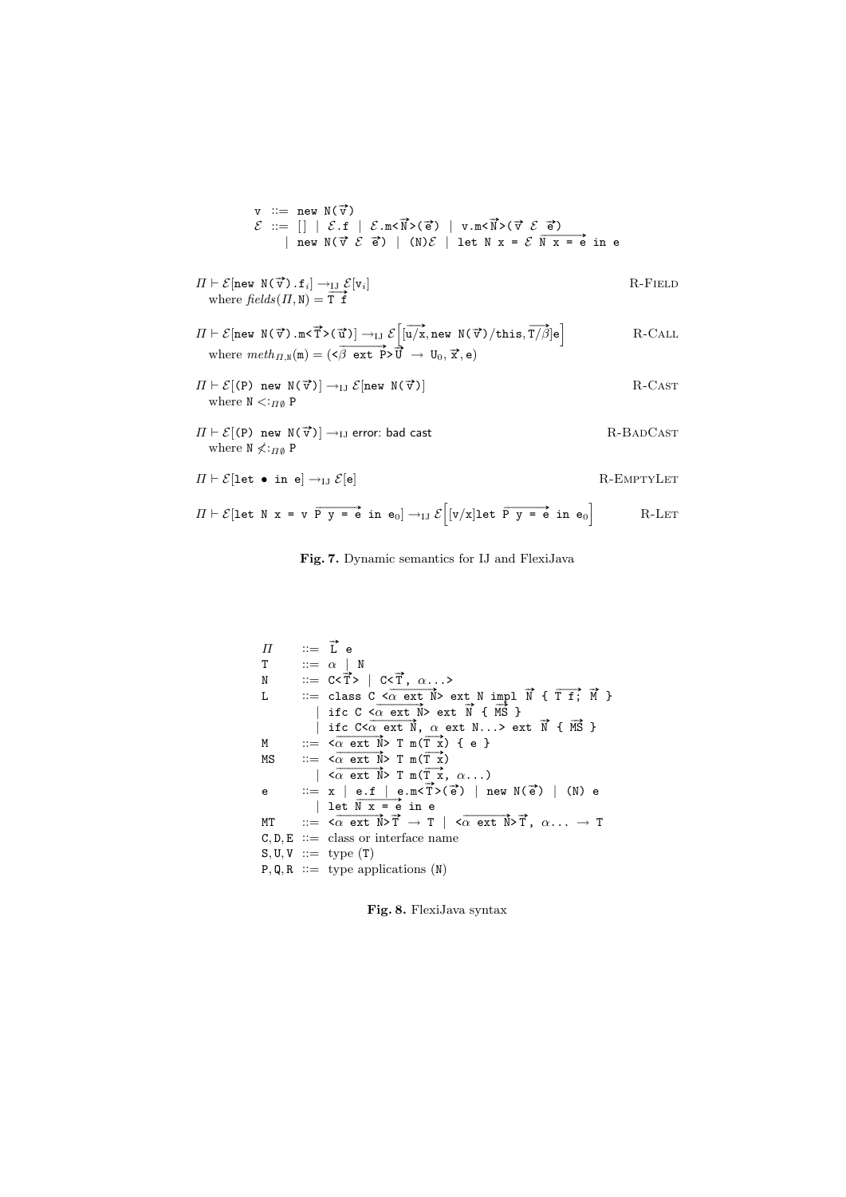$$
\begin{array}{rcl}
\texttt{v} & ::= & \texttt{new N(}\overrightarrow{\texttt{v}}\texttt{)} \\
\mathcal{E} & ::= & [\,] \mid \mathcal{E}\texttt{.f} \mid \mathcal{E}\texttt{.m<}\overrightarrow{\texttt{N}}\texttt{>(}\overrightarrow{\texttt{e}}\texttt{)} \mid \texttt{v.m<}\overrightarrow{\texttt{N}}\texttt{>(}\overrightarrow{\texttt{v}}\ \mathcal{E}\ \overrightarrow{\texttt{e}}\texttt{)} \\
 & \mid & \texttt{new N(}\overrightarrow{\texttt{v}}\ \mathcal{E}\ \overrightarrow{\texttt{e}}\texttt{)} \mid \texttt{(N)}\mathcal{E} \mid \texttt{let N x = }\mathcal{E}\ \overrightarrow{\texttt{N x = e}}\texttt{ in e}
\end{array}
$$

$\Pi \vdash \mathcal{E}[\texttt{new N(}\overrightarrow{\texttt{v}}\texttt{).f}_i] \rightarrow_{\mathrm{IJ}} \mathcal{E}[\texttt{v}_i]$ R-Field
where $\mathit{fields}(\Pi, \texttt{N}) = \overrightarrow{\texttt{T f}}$

$\Pi \vdash \mathcal{E}[\texttt{new N(}\overrightarrow{\texttt{v}}\texttt{).m<}\overrightarrow{\texttt{T}}\texttt{>(}\overrightarrow{\texttt{u}}\texttt{)}] \rightarrow_{\mathrm{IJ}} \mathcal{E}\Big[[\overrightarrow{\texttt{u/x}}, \texttt{new N(}\overrightarrow{\texttt{v}}\texttt{)/this}, \overrightarrow{\texttt{T}/\beta}]\texttt{e}\Big]$ R-Call
where $\mathit{meth}_{\Pi,\texttt{N}}(\texttt{m}) = (\overrightarrow{\texttt{<}\beta\texttt{ ext P>}}\overrightarrow{\texttt{U}} \rightarrow \texttt{U}_0, \vec{\texttt{x}}, \texttt{e})$

$\Pi \vdash \mathcal{E}[\texttt{(P) new N(}\overrightarrow{\texttt{v}}\texttt{)}] \rightarrow_{\mathrm{IJ}} \mathcal{E}[\texttt{new N(}\overrightarrow{\texttt{v}}\texttt{)}]$ R-Cast
where $\texttt{N} <:_{\Pi\emptyset} \texttt{P}$

$\Pi \vdash \mathcal{E}[\texttt{(P) new N(}\overrightarrow{\texttt{v}}\texttt{)}] \rightarrow_{\mathrm{IJ}}$ error: bad cast R-BadCast
where $\texttt{N} \not<:_{\Pi\emptyset} \texttt{P}$

$\Pi \vdash \mathcal{E}[\texttt{let} \bullet \texttt{ in e}] \rightarrow_{\mathrm{IJ}} \mathcal{E}[\texttt{e}]$ R-EmptyLet

$\Pi \vdash \mathcal{E}[\texttt{let N x = v } \overrightarrow{\texttt{P y = e}} \texttt{ in e}_0] \rightarrow_{\mathrm{IJ}} \mathcal{E}\Big[[\texttt{v/x}]\texttt{let } \overrightarrow{\texttt{P y = e}} \texttt{ in e}_0\Big]$ R-Let

**Fig. 7.** Dynamic semantics for IJ and FlexiJava

$$
\begin{array}{rcl}
\Pi & ::= & \overrightarrow{\texttt{L}}\ \texttt{e} \\
\texttt{T} & ::= & \alpha \mid \texttt{N} \\
\texttt{N} & ::= & \texttt{C<}\overrightarrow{\texttt{T}}\texttt{>} \mid \texttt{C<}\overrightarrow{\texttt{T}}\texttt{, }\alpha\texttt{...>} \\
\texttt{L} & ::= & \texttt{class C <}\overrightarrow{\alpha\texttt{ ext N}}\texttt{> ext N impl }\overrightarrow{\texttt{N}}\texttt{ \{ }\overrightarrow{\texttt{T f;}}\ \overrightarrow{\texttt{M}}\texttt{ \}} \\
 & \mid & \texttt{ifc C <}\overrightarrow{\alpha\texttt{ ext N}}\texttt{> ext }\overrightarrow{\texttt{N}}\texttt{ \{ }\overrightarrow{\texttt{MS}}\texttt{ \}} \\
 & \mid & \texttt{ifc C<}\overrightarrow{\alpha\texttt{ ext N}}\texttt{, }\alpha\texttt{ ext N...> ext }\overrightarrow{\texttt{N}}\texttt{ \{ }\overrightarrow{\texttt{MS}}\texttt{ \}} \\
\texttt{M} & ::= & \texttt{<}\overrightarrow{\alpha\texttt{ ext N}}\texttt{> T m(}\overrightarrow{\texttt{T x}}\texttt{) \{ e \}} \\
\texttt{MS} & ::= & \texttt{<}\overrightarrow{\alpha\texttt{ ext N}}\texttt{> T m(}\overrightarrow{\texttt{T x}}\texttt{)} \\
 & \mid & \texttt{<}\overrightarrow{\alpha\texttt{ ext N}}\texttt{> T m(}\overrightarrow{\texttt{T x}}\texttt{, }\alpha\texttt{...)} \\
\texttt{e} & ::= & \texttt{x} \mid \texttt{e.f} \mid \texttt{e.m<}\overrightarrow{\texttt{T}}\texttt{>(}\overrightarrow{\texttt{e}}\texttt{)} \mid \texttt{new N(}\overrightarrow{\texttt{e}}\texttt{)} \mid \texttt{(N) e} \\
 & \mid & \texttt{let }\overrightarrow{\texttt{N x = e}}\texttt{ in e} \\
\texttt{MT} & ::= & \texttt{<}\overrightarrow{\alpha\texttt{ ext N}}\texttt{>}\overrightarrow{\texttt{T}} \rightarrow \texttt{T} \mid \texttt{<}\overrightarrow{\alpha\texttt{ ext N}}\texttt{>}\overrightarrow{\texttt{T}}\texttt{, }\alpha\texttt{...} \rightarrow \texttt{T} \\
\texttt{C, D, E} & ::= & \text{class or interface name} \\
\texttt{S, U, V} & ::= & \text{type (T)} \\
\texttt{P, Q, R} & ::= & \text{type applications (N)}
\end{array}
$$

**Fig. 8.** FlexiJava syntax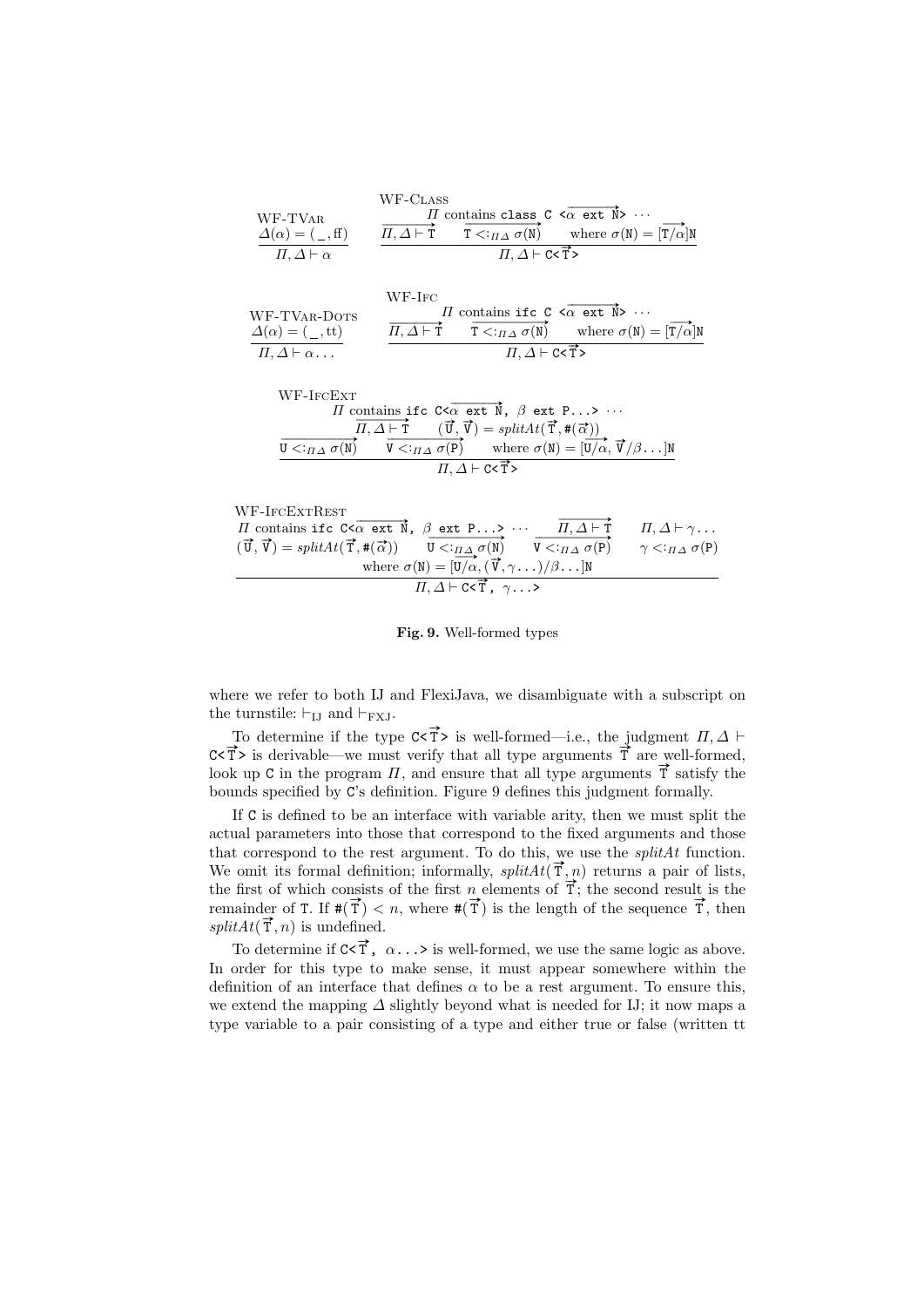$$\frac{\Delta(\alpha) = (\_, \mathrm{ff})}{\Pi, \Delta \vdash \alpha}\ \text{WF-TVar}$$

$$\frac{\Pi \text{ contains } \texttt{class C <}\overrightarrow{\alpha \texttt{ ext N}}\texttt{>} \cdots \qquad \overrightarrow{\Pi, \Delta \vdash \texttt{T}} \qquad \overrightarrow{\texttt{T} <:_{\Pi\Delta} \sigma(\texttt{N})} \qquad \text{where } \sigma(\texttt{N}) = [\overrightarrow{\texttt{T}/\alpha}]\texttt{N}}{\Pi, \Delta \vdash \texttt{C<}\overrightarrow{\texttt{T}}\texttt{>}}\ \text{WF-Class}$$

$$\frac{\Delta(\alpha) = (\_, \mathrm{tt})}{\Pi, \Delta \vdash \alpha\ldots}\ \text{WF-TVar-Dots}$$

$$\frac{\Pi \text{ contains } \texttt{ifc C <}\overrightarrow{\alpha \texttt{ ext N}}\texttt{>} \cdots \qquad \overrightarrow{\Pi, \Delta \vdash \texttt{T}} \qquad \overrightarrow{\texttt{T} <:_{\Pi\Delta} \sigma(\texttt{N})} \qquad \text{where } \sigma(\texttt{N}) = [\overrightarrow{\texttt{T}/\alpha}]\texttt{N}}{\Pi, \Delta \vdash \texttt{C<}\overrightarrow{\texttt{T}}\texttt{>}}\ \text{WF-Ifc}$$

$$\frac{\begin{array}{c}\Pi \text{ contains } \texttt{ifc C<}\overrightarrow{\alpha \texttt{ ext N}}\texttt{, } \beta \texttt{ ext P...>} \cdots \\ \overrightarrow{\Pi, \Delta \vdash \texttt{T}} \qquad (\overrightarrow{\texttt{U}}, \overrightarrow{\texttt{V}}) = \mathit{splitAt}(\overrightarrow{\texttt{T}}, \texttt{\#}(\overrightarrow{\alpha})) \\ \overrightarrow{\texttt{U} <:_{\Pi\Delta} \sigma(\texttt{N})} \qquad \overrightarrow{\texttt{V} <:_{\Pi\Delta} \sigma(\texttt{P})} \qquad \text{where } \sigma(\texttt{N}) = [\overrightarrow{\texttt{U}/\alpha}, \overrightarrow{\texttt{V}}/\beta\ldots]\texttt{N}\end{array}}{\Pi, \Delta \vdash \texttt{C<}\overrightarrow{\texttt{T}}\texttt{>}}\ \text{WF-IfcExt}$$

$$\frac{\begin{array}{c}\Pi \text{ contains } \texttt{ifc C<}\overrightarrow{\alpha \texttt{ ext N}}\texttt{, } \beta \texttt{ ext P...>} \cdots \qquad \overrightarrow{\Pi, \Delta \vdash \texttt{T}} \qquad \Pi, \Delta \vdash \gamma\ldots \\ (\overrightarrow{\texttt{U}}, \overrightarrow{\texttt{V}}) = \mathit{splitAt}(\overrightarrow{\texttt{T}}, \texttt{\#}(\overrightarrow{\alpha})) \qquad \overrightarrow{\texttt{U} <:_{\Pi\Delta} \sigma(\texttt{N})} \qquad \overrightarrow{\texttt{V} <:_{\Pi\Delta} \sigma(\texttt{P})} \qquad \gamma <:_{\Pi\Delta} \sigma(\texttt{P}) \\ \text{where } \sigma(\texttt{N}) = [\overrightarrow{\texttt{U}/\alpha}, (\overrightarrow{\texttt{V}}, \gamma\ldots)/\beta\ldots]\texttt{N}\end{array}}{\Pi, \Delta \vdash \texttt{C<}\overrightarrow{\texttt{T}}\texttt{, } \gamma\texttt{...>}}\ \text{WF-IfcExtRest}$$

**Fig. 9.** Well-formed types

where we refer to both IJ and FlexiJava, we disambiguate with a subscript on the turnstile: $\vdash_{\mathrm{IJ}}$ and $\vdash_{\mathrm{FXJ}}$.

To determine if the type $\texttt{C<}\overrightarrow{\texttt{T}}\texttt{>}$ is well-formed—i.e., the judgment $\Pi, \Delta \vdash \texttt{C<}\overrightarrow{\texttt{T}}\texttt{>}$ is derivable—we must verify that all type arguments $\overrightarrow{\texttt{T}}$ are well-formed, look up C in the program $\Pi$, and ensure that all type arguments $\overrightarrow{\texttt{T}}$ satisfy the bounds specified by C's definition. Figure 9 defines this judgment formally.

If C is defined to be an interface with variable arity, then we must split the actual parameters into those that correspond to the fixed arguments and those that correspond to the rest argument. To do this, we use the *splitAt* function. We omit its formal definition; informally, $\mathit{splitAt}(\overrightarrow{\texttt{T}}, n)$ returns a pair of lists, the first of which consists of the first $n$ elements of $\overrightarrow{\texttt{T}}$; the second result is the remainder of T. If $\texttt{\#}(\overrightarrow{\texttt{T}}) < n$, where $\texttt{\#}(\overrightarrow{\texttt{T}})$ is the length of the sequence $\overrightarrow{\texttt{T}}$, then $\mathit{splitAt}(\overrightarrow{\texttt{T}}, n)$ is undefined.

To determine if $\texttt{C<}\overrightarrow{\texttt{T}}\texttt{, } \alpha\texttt{...>}$ is well-formed, we use the same logic as above. In order for this type to make sense, it must appear somewhere within the definition of an interface that defines $\alpha$ to be a rest argument. To ensure this, we extend the mapping $\Delta$ slightly beyond what is needed for IJ; it now maps a type variable to a pair consisting of a type and either true or false (written tt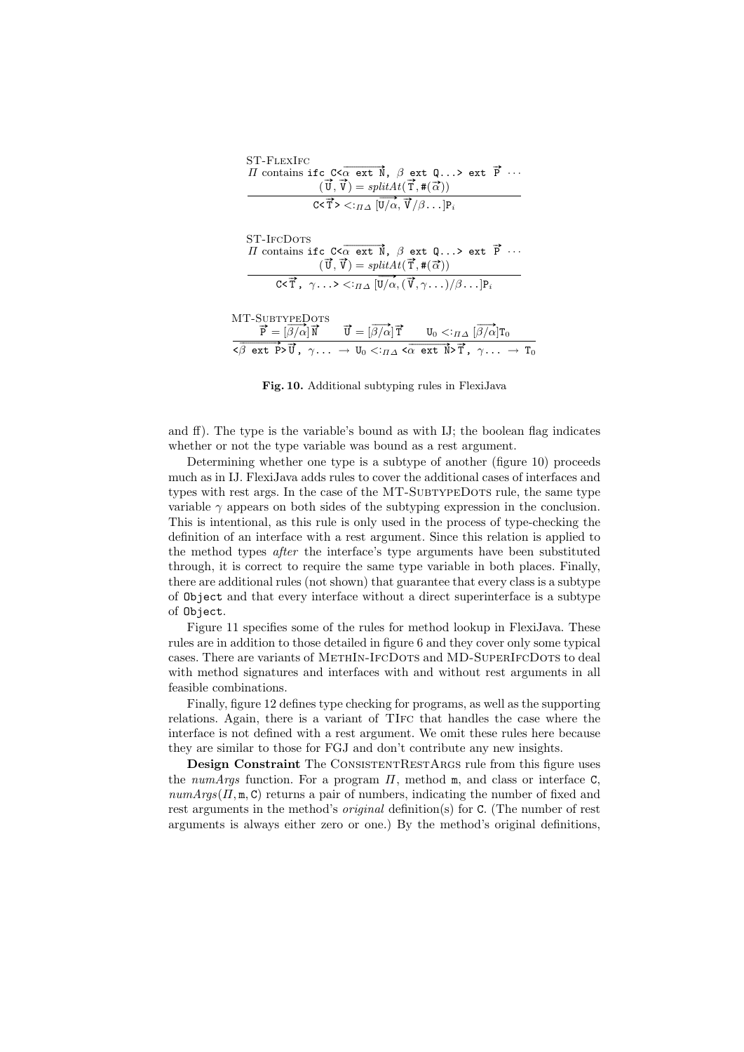ST-FlexIfc

$$\frac{\Pi \text{ contains } \texttt{ifc C<}\overrightarrow{\alpha\ \texttt{ext N}}\texttt{, }\beta\ \texttt{ext Q...> ext }\overrightarrow{\texttt{P}}\ \cdots \qquad (\overrightarrow{\texttt{U}}, \overrightarrow{\texttt{V}}) = \mathit{splitAt}(\overrightarrow{\texttt{T}}, \#(\overrightarrow{\alpha}))}{\texttt{C<}\overrightarrow{\texttt{T}}\texttt{>} <:_{\Pi\Delta} [\overrightarrow{\texttt{U}/\alpha}, \overrightarrow{\texttt{V}}/\beta\ldots]\texttt{P}_i}$$

ST-IfcDots

$$\frac{\Pi \text{ contains } \texttt{ifc C<}\overrightarrow{\alpha\ \texttt{ext N}}\texttt{, }\beta\ \texttt{ext Q...> ext }\overrightarrow{\texttt{P}}\ \cdots \qquad (\overrightarrow{\texttt{U}}, \overrightarrow{\texttt{V}}) = \mathit{splitAt}(\overrightarrow{\texttt{T}}, \#(\overrightarrow{\alpha}))}{\texttt{C<}\overrightarrow{\texttt{T}}\texttt{, }\gamma\ldots\texttt{>} <:_{\Pi\Delta} [\overrightarrow{\texttt{U}/\alpha}, (\overrightarrow{\texttt{V}}, \gamma\ldots)/\beta\ldots]\texttt{P}_i}$$

MT-SubtypeDots

$$\frac{\overrightarrow{\texttt{P}} = [\overrightarrow{\beta/\alpha}]\overrightarrow{\texttt{N}} \qquad \overrightarrow{\texttt{U}} = [\overrightarrow{\beta/\alpha}]\overrightarrow{\texttt{T}} \qquad \texttt{U}_0 <:_{\Pi\Delta} [\overrightarrow{\beta/\alpha}]\texttt{T}_0}{\texttt{<}\overrightarrow{\beta\ \texttt{ext P}}\texttt{>}\overrightarrow{\texttt{U}}\texttt{, }\gamma\ldots \rightarrow \texttt{U}_0 <:_{\Pi\Delta} \texttt{<}\overrightarrow{\alpha\ \texttt{ext N}}\texttt{>}\overrightarrow{\texttt{T}}\texttt{, }\gamma\ldots \rightarrow \texttt{T}_0}$$

**Fig. 10.** Additional subtyping rules in FlexiJava

and ff). The type is the variable's bound as with IJ; the boolean flag indicates whether or not the type variable was bound as a rest argument.

Determining whether one type is a subtype of another (figure 10) proceeds much as in IJ. FlexiJava adds rules to cover the additional cases of interfaces and types with rest args. In the case of the MT-SubtypeDots rule, the same type variable $\gamma$ appears on both sides of the subtyping expression in the conclusion. This is intentional, as this rule is only used in the process of type-checking the definition of an interface with a rest argument. Since this relation is applied to the method types *after* the interface's type arguments have been substituted through, it is correct to require the same type variable in both places. Finally, there are additional rules (not shown) that guarantee that every class is a subtype of `Object` and that every interface without a direct superinterface is a subtype of `Object`.

Figure 11 specifies some of the rules for method lookup in FlexiJava. These rules are in addition to those detailed in figure 6 and they cover only some typical cases. There are variants of MethIn-IfcDots and MD-SuperIfcDots to deal with method signatures and interfaces with and without rest arguments in all feasible combinations.

Finally, figure 12 defines type checking for programs, as well as the supporting relations. Again, there is a variant of TIfc that handles the case where the interface is not defined with a rest argument. We omit these rules here because they are similar to those for FGJ and don't contribute any new insights.

**Design Constraint** The ConsistentRestArgs rule from this figure uses the *numArgs* function. For a program $\Pi$, method `m`, and class or interface `C`, $\mathit{numArgs}(\Pi, \texttt{m}, \texttt{C})$ returns a pair of numbers, indicating the number of fixed and rest arguments in the method's *original* definition(s) for `C`. (The number of rest arguments is always either zero or one.) By the method's original definitions,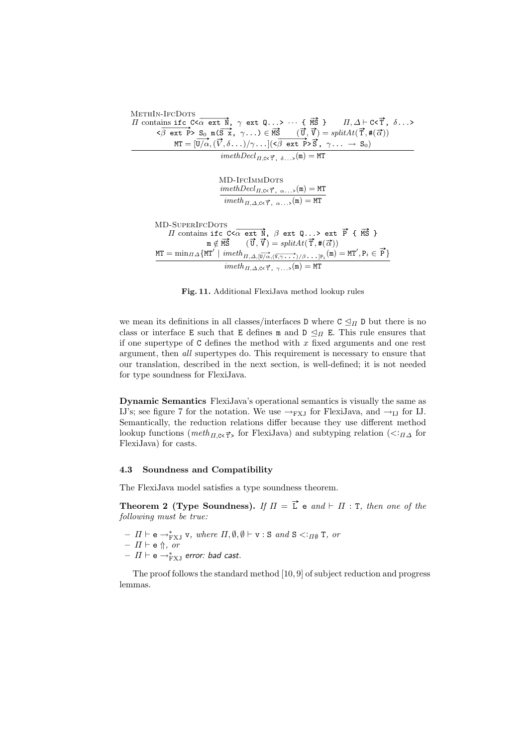MethIn-IfcDots

$$\frac{\begin{array}{c}\Pi \text{ contains } \texttt{ifc C<}\overrightarrow{\alpha \texttt{ ext N}}\texttt{, } \gamma \texttt{ ext Q...> } \cdots \texttt{ \{ } \overrightarrow{\texttt{MS}} \texttt{ \}} \qquad \Pi, \Delta \vdash \texttt{C<}\overrightarrow{\texttt{T}}\texttt{, } \delta\texttt{...>} \\ \texttt{<}\overrightarrow{\beta \texttt{ ext P}}\texttt{> S}_0 \texttt{ m(}\overrightarrow{\texttt{S x}}\texttt{, } \gamma\texttt{...)} \in \overrightarrow{\texttt{MS}} \qquad (\overrightarrow{\texttt{U}}, \overrightarrow{\texttt{V}}) = splitAt(\overrightarrow{\texttt{T}}, \texttt{\#}(\overrightarrow{\alpha})) \\ \texttt{MT} = [\overrightarrow{\texttt{U}/\alpha}, (\overrightarrow{\texttt{V}}, \delta\ldots)/\gamma\ldots](\texttt{<}\overrightarrow{\beta \texttt{ ext P}}\texttt{>}\overrightarrow{\texttt{S}}\texttt{, } \gamma\texttt{...} \rightarrow \texttt{S}_0)\end{array}}{imethDecl_{\Pi,\texttt{C<}\overrightarrow{\texttt{T}}\texttt{, }\delta\texttt{...>}}(\texttt{m}) = \texttt{MT}}$$

MD-IfcImmDots

$$\frac{imethDecl_{\Pi,\texttt{C<}\overrightarrow{\texttt{T}}\texttt{, }\alpha\texttt{...>}}(\texttt{m}) = \texttt{MT}}{imeth_{\Pi,\Delta,\texttt{C<}\overrightarrow{\texttt{T}}\texttt{, }\alpha\texttt{...>}}(\texttt{m}) = \texttt{MT}}$$

MD-SuperIfcDots

$$\frac{\begin{array}{c}\Pi \text{ contains } \texttt{ifc C<}\overrightarrow{\alpha \texttt{ ext N}}\texttt{, } \beta \texttt{ ext Q...> ext } \overrightarrow{\texttt{P}} \texttt{ \{ } \overrightarrow{\texttt{MS}} \texttt{ \}} \\ \texttt{m} \notin \overrightarrow{\texttt{MS}} \qquad (\overrightarrow{\texttt{U}}, \overrightarrow{\texttt{V}}) = splitAt(\overrightarrow{\texttt{T}}, \texttt{\#}(\overrightarrow{\alpha})) \\ \texttt{MT} = \min_{\Pi\Delta}\{\texttt{MT}' \mid imeth_{\Pi,\Delta,[\overrightarrow{\texttt{U}/\alpha},(\overrightarrow{\texttt{V},\gamma\ldots})/\beta\ldots]\texttt{P}_i}(\texttt{m}) = \texttt{MT}', \texttt{P}_i \in \overrightarrow{\texttt{P}}\}\end{array}}{imeth_{\Pi,\Delta,\texttt{C<}\overrightarrow{\texttt{T}}\texttt{, }\gamma\texttt{...>}}(\texttt{m}) = \texttt{MT}}$$

**Fig. 11.** Additional FlexiJava method lookup rules

we mean its definitions in all classes/interfaces D where $\texttt{C} \trianglelefteq_{\Pi} \texttt{D}$ but there is no class or interface E such that E defines m and $\texttt{D} \trianglelefteq_{\Pi} \texttt{E}$. This rule ensures that if one supertype of C defines the method with $x$ fixed arguments and one rest argument, then *all* supertypes do. This requirement is necessary to ensure that our translation, described in the next section, is well-defined; it is not needed for type soundness for FlexiJava.

**Dynamic Semantics** FlexiJava's operational semantics is visually the same as IJ's; see figure 7 for the notation. We use $\rightarrow_{\mathrm{FXJ}}$ for FlexiJava, and $\rightarrow_{\mathrm{IJ}}$ for IJ. Semantically, the reduction relations differ because they use different method lookup functions ($meth_{\Pi,\texttt{C<}\overrightarrow{\texttt{T}}\texttt{>}}$ for FlexiJava) and subtyping relation ($<:_{\Pi\Delta}$ for FlexiJava) for casts.

### 4.3 Soundness and Compatibility

The FlexiJava model satisfies a type soundness theorem.

**Theorem 2 (Type Soundness).** *If* $\Pi = \overrightarrow{\texttt{L}}\ \texttt{e}$ *and* $\vdash \Pi : \texttt{T}$*, then one of the following must be true:*

- $\Pi \vdash \texttt{e} \rightarrow^*_{\mathrm{FXJ}} \texttt{v}$*, where* $\Pi, \emptyset, \emptyset \vdash \texttt{v} : \texttt{S}$ *and* $\texttt{S} <:_{\Pi\emptyset} \texttt{T}$*, or*
- $\Pi \vdash \texttt{e} \Uparrow$*, or*
- $\Pi \vdash \texttt{e} \rightarrow^*_{\mathrm{FXJ}}$ *error: bad cast*.

The proof follows the standard method [10, 9] of subject reduction and progress lemmas.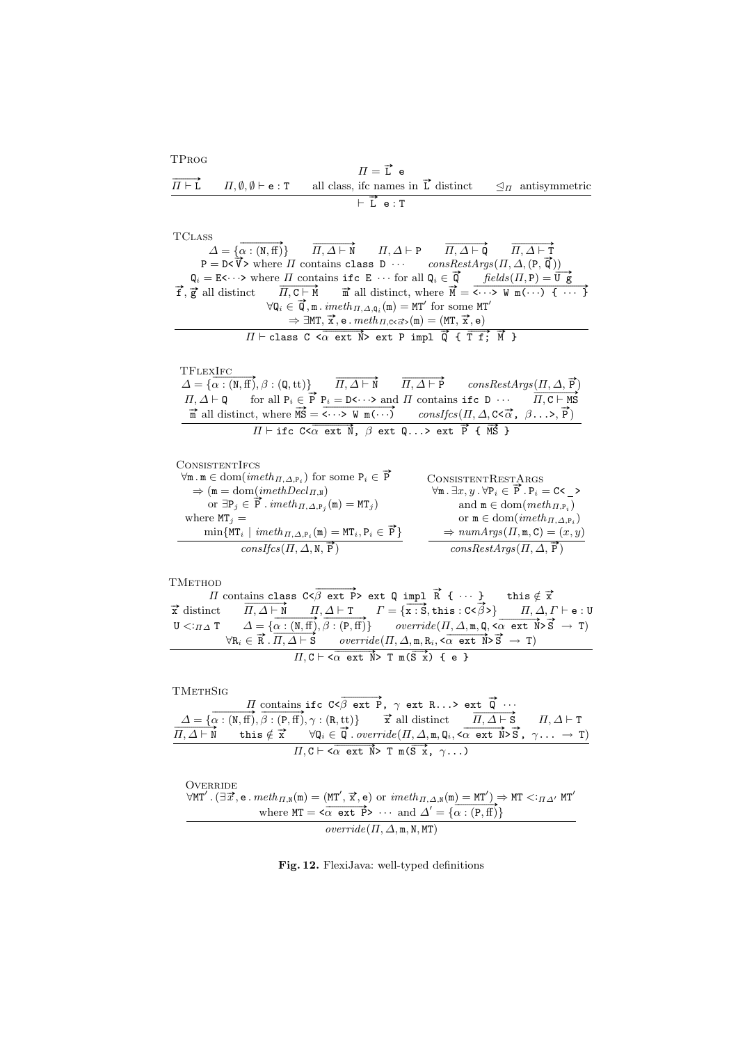TProg

$$\frac{\overrightarrow{\Pi \vdash \mathtt{L}} \qquad \Pi, \emptyset, \emptyset \vdash \mathtt{e : T} \qquad \text{all class, ifc names in } \overrightarrow{\mathtt{L}} \text{ distinct} \qquad \trianglelefteq_{\Pi} \text{ antisymmetric}}{\vdash \overrightarrow{\mathtt{L}}\ \mathtt{e : T}} \quad \Pi = \overrightarrow{\mathtt{L}}\ \mathtt{e}$$

TClass

$$\frac{\begin{array}{c}\Delta = \{\overrightarrow{\alpha : (\mathtt{N}, \mathrm{ff})}\} \qquad \overrightarrow{\Pi, \Delta \vdash \mathtt{N}} \qquad \Pi, \Delta \vdash \mathtt{P} \qquad \overrightarrow{\Pi, \Delta \vdash \mathtt{Q}} \qquad \overrightarrow{\Pi, \Delta \vdash \mathtt{T}} \\ \mathtt{P} = \mathtt{D}\texttt{<}\overrightarrow{\mathtt{V}}\texttt{>} \text{ where } \Pi \text{ contains } \mathtt{class\ D} \cdots \qquad consRestArgs(\Pi, \Delta, (\mathtt{P}, \overrightarrow{\mathtt{Q}})) \\ \mathtt{Q}_i = \mathtt{E}\texttt{<}\cdots\texttt{>} \text{ where } \Pi \text{ contains } \mathtt{ifc\ E} \cdots \text{ for all } \mathtt{Q}_i \in \overrightarrow{\mathtt{Q}} \qquad fields(\Pi, \mathtt{P}) = \overrightarrow{\mathtt{U\ g}} \\ \overrightarrow{\mathtt{f}}, \overrightarrow{\mathtt{g}} \text{ all distinct} \qquad \overrightarrow{\Pi, \mathtt{C} \vdash \mathtt{M}} \qquad \overrightarrow{\mathtt{m}} \text{ all distinct, where } \overrightarrow{\mathtt{M}} = \overrightarrow{\texttt{<}\cdots\texttt{>}\ \mathtt{W\ m}(\cdots)\ \{\ \cdots\ \}} \\ \forall \mathtt{Q}_i \in \overrightarrow{\mathtt{Q}}, \mathtt{m}\,.\, imeth_{\Pi,\Delta,\mathtt{Q}_i}(\mathtt{m}) = \mathtt{MT}' \text{ for some } \mathtt{MT}' \\ \Rightarrow \exists \mathtt{MT}, \overrightarrow{\mathtt{x}}, \mathtt{e}\,.\, meth_{\Pi, \mathtt{C}\texttt{<}\overrightarrow{\alpha}\texttt{>}}(\mathtt{m}) = (\mathtt{MT}, \overrightarrow{\mathtt{x}}, \mathtt{e})\end{array}}{\Pi \vdash \mathtt{class\ C}\ \texttt{<}\overrightarrow{\alpha\ \mathtt{ext\ N}}\texttt{>}\ \mathtt{ext\ P\ impl}\ \overrightarrow{\mathtt{Q}}\ \{\ \overrightarrow{\mathtt{T\ f;}}\ \overrightarrow{\mathtt{M}}\ \}}$$

TFlexIfc

$$\frac{\begin{array}{c}\Delta = \{\overrightarrow{\alpha : (\mathtt{N}, \mathrm{ff})}, \beta : (\mathtt{Q}, \mathrm{tt})\} \qquad \overrightarrow{\Pi, \Delta \vdash \mathtt{N}} \qquad \overrightarrow{\Pi, \Delta \vdash \mathtt{P}} \qquad consRestArgs(\Pi, \Delta, \overrightarrow{\mathtt{P}}) \\ \Pi, \Delta \vdash \mathtt{Q} \qquad \text{for all } \mathtt{P}_i \in \overrightarrow{\mathtt{P}}\ \mathtt{P}_i = \mathtt{D}\texttt{<}\cdots\texttt{>} \text{ and } \Pi \text{ contains } \mathtt{ifc\ D} \cdots \qquad \overrightarrow{\Pi, \mathtt{C} \vdash \mathtt{MS}} \\ \overrightarrow{\mathtt{m}} \text{ all distinct, where } \overrightarrow{\mathtt{MS}} = \overrightarrow{\texttt{<}\cdots\texttt{>}\ \mathtt{W\ m}(\cdots)} \qquad consIfcs(\Pi, \Delta, \mathtt{C}\texttt{<}\overrightarrow{\alpha},\ \beta\ldots\texttt{>}, \overrightarrow{\mathtt{P}})\end{array}}{\Pi \vdash \mathtt{ifc\ C}\texttt{<}\overrightarrow{\alpha\ \mathtt{ext\ N}},\ \beta\ \mathtt{ext\ Q}\ldots\texttt{>}\ \mathtt{ext}\ \overrightarrow{\mathtt{P}}\ \{\ \overrightarrow{\mathtt{MS}}\ \}}$$

ConsistentIfcs

$$\frac{\begin{array}{l}\forall \mathtt{m}\,.\, \mathtt{m} \in \mathrm{dom}(imeth_{\Pi,\Delta,\mathtt{P}_i}) \text{ for some } \mathtt{P}_i \in \overrightarrow{\mathtt{P}} \\ \quad \Rightarrow (\mathtt{m} = \mathrm{dom}(imethDecl_{\Pi,\mathtt{N}}) \\ \quad \text{or } \exists \mathtt{P}_j \in \overrightarrow{\mathtt{P}}\,.\, imeth_{\Pi,\Delta,\mathtt{P}_j}(\mathtt{m}) = \mathtt{MT}_j) \\ \text{where } \mathtt{MT}_j = \\ \quad \min\{\mathtt{MT}_i \mid imeth_{\Pi,\Delta,\mathtt{P}_i}(\mathtt{m}) = \mathtt{MT}_i, \mathtt{P}_i \in \overrightarrow{\mathtt{P}}\}\end{array}}{consIfcs(\Pi, \Delta, \mathtt{N}, \overrightarrow{\mathtt{P}})}$$

ConsistentRestArgs

$$\frac{\begin{array}{l}\forall \mathtt{m}\,.\, \exists x, y\,.\, \forall \mathtt{P}_i \in \overrightarrow{\mathtt{P}}\,.\, \mathtt{P}_i = \mathtt{C}\texttt{<\_>} \\ \quad \text{and } \mathtt{m} \in \mathrm{dom}(meth_{\Pi,\mathtt{P}_i}) \\ \quad \text{or } \mathtt{m} \in \mathrm{dom}(imeth_{\Pi,\Delta,\mathtt{P}_i}) \\ \quad \Rightarrow numArgs(\Pi, \mathtt{m}, \mathtt{C}) = (x, y)\end{array}}{consRestArgs(\Pi, \Delta, \overrightarrow{\mathtt{P}})}$$

TMethod

$$\frac{\begin{array}{c}\Pi \text{ contains } \mathtt{class\ C}\texttt{<}\overrightarrow{\beta\ \mathtt{ext\ P}}\texttt{>}\ \mathtt{ext\ Q\ impl}\ \overrightarrow{\mathtt{R}}\ \{\ \cdots\ \} \qquad \mathtt{this} \notin \overrightarrow{\mathtt{x}} \\ \overrightarrow{\mathtt{x}} \text{ distinct} \qquad \overrightarrow{\Pi, \Delta \vdash \mathtt{N}} \qquad \Pi, \Delta \vdash \mathtt{T} \qquad \Gamma = \{\overrightarrow{\mathtt{x : S}}, \mathtt{this : C}\texttt{<}\overrightarrow{\beta}\texttt{>}\} \qquad \Pi, \Delta, \Gamma \vdash \mathtt{e : U} \\ \mathtt{U} <:_{\Pi\Delta} \mathtt{T} \qquad \Delta = \{\overrightarrow{\alpha : (\mathtt{N}, \mathrm{ff})}, \overrightarrow{\beta : (\mathtt{P}, \mathrm{ff})}\} \qquad override(\Pi, \Delta, \mathtt{m}, \mathtt{Q}, \texttt{<}\overrightarrow{\alpha\ \mathtt{ext\ N}}\texttt{>}\overrightarrow{\mathtt{S}} \to \mathtt{T}) \\ \forall \mathtt{R}_i \in \overrightarrow{\mathtt{R}}\,.\, \overrightarrow{\Pi, \Delta \vdash \mathtt{S}} \qquad override(\Pi, \Delta, \mathtt{m}, \mathtt{R}_i, \texttt{<}\overrightarrow{\alpha\ \mathtt{ext\ N}}\texttt{>}\overrightarrow{\mathtt{S}} \to \mathtt{T})\end{array}}{\Pi, \mathtt{C} \vdash \texttt{<}\overrightarrow{\alpha\ \mathtt{ext\ N}}\texttt{>}\ \mathtt{T\ m}(\overrightarrow{\mathtt{S\ x}})\ \{\ \mathtt{e}\ \}}$$

TMethSig

$$\frac{\begin{array}{c}\Pi \text{ contains } \mathtt{ifc\ C}\texttt{<}\overrightarrow{\beta\ \mathtt{ext\ P}},\ \gamma\ \mathtt{ext\ R}\ldots\texttt{>}\ \mathtt{ext}\ \overrightarrow{\mathtt{Q}}\ \cdots \\ \Delta = \{\overrightarrow{\alpha : (\mathtt{N}, \mathrm{ff})}, \overrightarrow{\beta : (\mathtt{P}, \mathrm{ff})}, \gamma : (\mathtt{R}, \mathrm{tt})\} \qquad \overrightarrow{\mathtt{x}} \text{ all distinct} \qquad \overrightarrow{\Pi, \Delta \vdash \mathtt{S}} \qquad \Pi, \Delta \vdash \mathtt{T} \\ \overrightarrow{\Pi, \Delta \vdash \mathtt{N}} \qquad \mathtt{this} \notin \overrightarrow{\mathtt{x}} \qquad \forall \mathtt{Q}_i \in \overrightarrow{\mathtt{Q}}\,.\, override(\Pi, \Delta, \mathtt{m}, \mathtt{Q}_i, \texttt{<}\overrightarrow{\alpha\ \mathtt{ext\ N}}\texttt{>}\overrightarrow{\mathtt{S}},\ \gamma\ldots \to \mathtt{T})\end{array}}{\Pi, \mathtt{C} \vdash \texttt{<}\overrightarrow{\alpha\ \mathtt{ext\ N}}\texttt{>}\ \mathtt{T\ m}(\overrightarrow{\mathtt{S\ x}},\ \gamma\ldots)}$$

Override

$$\frac{\begin{array}{c}\forall \mathtt{MT}'\,.\, (\exists \overrightarrow{x}, \mathtt{e}\,.\, meth_{\Pi,\mathtt{N}}(\mathtt{m}) = (\mathtt{MT}', \overrightarrow{\mathtt{x}}, \mathtt{e}) \text{ or } imeth_{\Pi,\Delta,\mathtt{N}}(\mathtt{m}) = \mathtt{MT}') \Rightarrow \mathtt{MT} <:_{\Pi\Delta'} \mathtt{MT}' \\ \text{where } \mathtt{MT} = \texttt{<}\overrightarrow{\alpha\ \mathtt{ext\ P}}\texttt{>}\ \cdots \text{ and } \Delta' = \{\overrightarrow{\alpha : (\mathtt{P}, \mathrm{ff})}\}\end{array}}{override(\Pi, \Delta, \mathtt{m}, \mathtt{N}, \mathtt{MT})}$$

**Fig. 12.** FlexiJava: well-typed definitions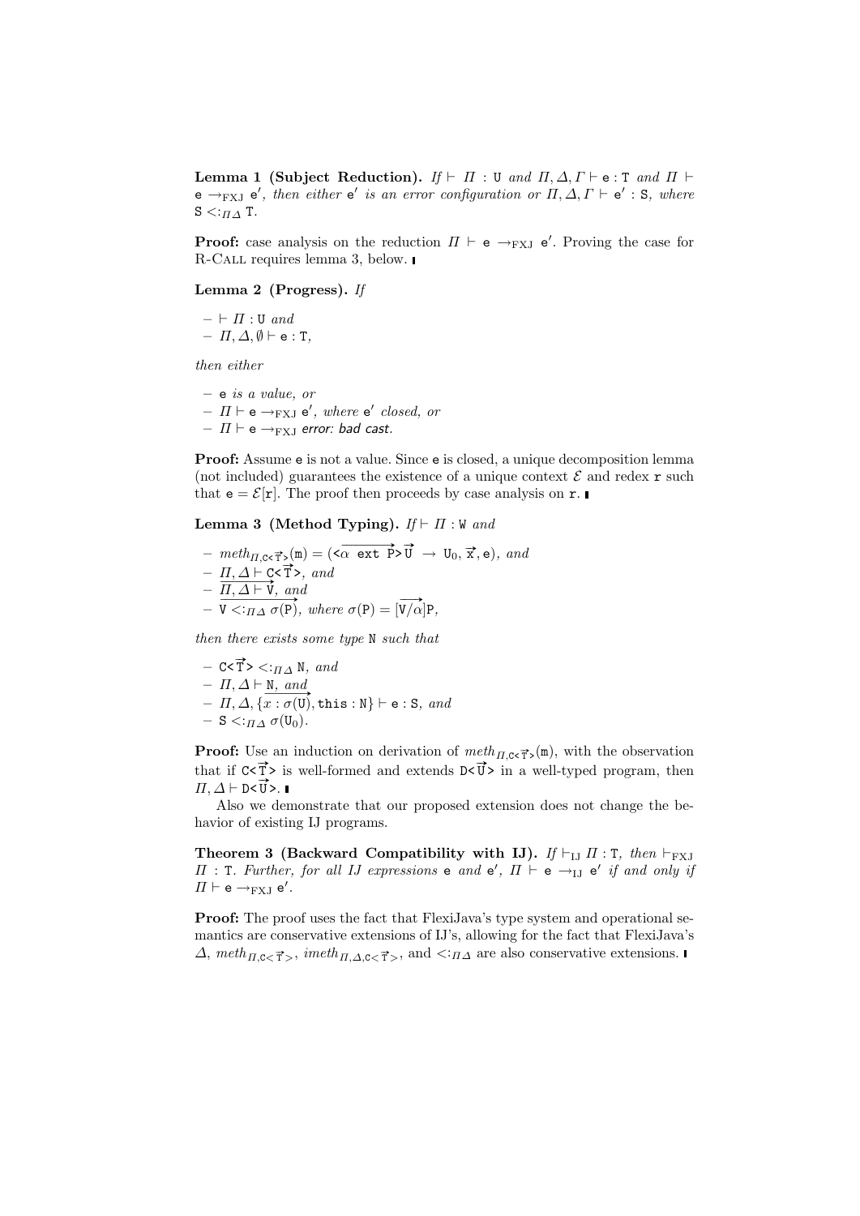**Lemma 1 (Subject Reduction).** *If* $\vdash \Pi : \mathtt{U}$ *and* $\Pi, \Delta, \Gamma \vdash \mathtt{e} : \mathtt{T}$ *and* $\Pi \vdash \mathtt{e} \rightarrow_{\mathrm{FXJ}} \mathtt{e}'$*, then either* $\mathtt{e}'$ *is an error configuration or* $\Pi, \Delta, \Gamma \vdash \mathtt{e}' : \mathtt{S}$*, where* $\mathtt{S} <:_{\Pi\Delta} \mathtt{T}$*.*

**Proof:** case analysis on the reduction $\Pi \vdash \mathtt{e} \rightarrow_{\mathrm{FXJ}} \mathtt{e}'$. Proving the case for R-Call requires lemma 3, below. ∎

**Lemma 2 (Progress).** *If*

- $\vdash \Pi : \mathtt{U}$ *and*
- $\Pi, \Delta, \emptyset \vdash \mathtt{e} : \mathtt{T}$*,*

*then either*

- $\mathtt{e}$ *is a value, or*
- $\Pi \vdash \mathtt{e} \rightarrow_{\mathrm{FXJ}} \mathtt{e}'$*, where* $\mathtt{e}'$ *closed, or*
- $\Pi \vdash \mathtt{e} \rightarrow_{\mathrm{FXJ}}$ *error: bad cast.*

**Proof:** Assume e is not a value. Since e is closed, a unique decomposition lemma (not included) guarantees the existence of a unique context $\mathcal{E}$ and redex r such that $\mathtt{e} = \mathcal{E}[\mathtt{r}]$. The proof then proceeds by case analysis on r. ∎

**Lemma 3 (Method Typing).** *If* $\vdash \Pi : \mathtt{W}$ *and*

- $meth_{\Pi,\mathtt{C}\texttt{<}\vec{\mathtt{T}}\texttt{>}}(\mathtt{m}) = (\overrightarrow{\texttt{<}\alpha\ \mathtt{ext}\ \mathtt{P}\texttt{>}}\vec{\mathtt{U}} \rightarrow \mathtt{U}_0, \vec{\mathtt{x}}, \mathtt{e})$*, and*
- $\Pi, \Delta \vdash \mathtt{C}\texttt{<}\vec{\mathtt{T}}\texttt{>}$*, and*
- $\overline{\Pi, \Delta \vdash \mathtt{V}}$*, and*
- $\overrightarrow{\mathtt{V} <:_{\Pi\Delta} \sigma(\mathtt{P})}$*, where* $\sigma(\mathtt{P}) = [\overrightarrow{\mathtt{V}/\alpha}]\mathtt{P}$*,*

*then there exists some type* N *such that*

- $\mathtt{C}\texttt{<}\vec{\mathtt{T}}\texttt{>} <:_{\Pi\Delta} \mathtt{N}$*, and*
- $\Pi, \Delta \vdash \mathtt{N}$*, and*
- $\Pi, \Delta, \{\overrightarrow{x : \sigma(\mathtt{U})}, \mathtt{this} : \mathtt{N}\} \vdash \mathtt{e} : \mathtt{S}$*, and*
- $\mathtt{S} <:_{\Pi\Delta} \sigma(\mathtt{U}_0)$*.*

**Proof:** Use an induction on derivation of $meth_{\Pi,\mathtt{C}\texttt{<}\vec{\mathtt{T}}\texttt{>}}(\mathtt{m})$, with the observation that if $\mathtt{C}\texttt{<}\vec{\mathtt{T}}\texttt{>}$ is well-formed and extends $\mathtt{D}\texttt{<}\vec{\mathtt{U}}\texttt{>}$ in a well-typed program, then $\Pi, \Delta \vdash \mathtt{D}\texttt{<}\vec{\mathtt{U}}\texttt{>}$. ∎

Also we demonstrate that our proposed extension does not change the behavior of existing IJ programs.

**Theorem 3 (Backward Compatibility with IJ).** *If* $\vdash_{\mathrm{IJ}} \Pi : \mathtt{T}$*, then* $\vdash_{\mathrm{FXJ}} \Pi : \mathtt{T}$*. Further, for all IJ expressions* e *and* e′*,* $\Pi \vdash \mathtt{e} \rightarrow_{\mathrm{IJ}} \mathtt{e}'$ *if and only if* $\Pi \vdash \mathtt{e} \rightarrow_{\mathrm{FXJ}} \mathtt{e}'$*.*

**Proof:** The proof uses the fact that FlexiJava's type system and operational semantics are conservative extensions of IJ's, allowing for the fact that FlexiJava's $\Delta$, $meth_{\Pi,\mathtt{C}<\vec{\mathtt{T}}>}$, $imeth_{\Pi,\Delta,\mathtt{C}<\vec{\mathtt{T}}>}$, and $<:_{\Pi\Delta}$ are also conservative extensions. ∎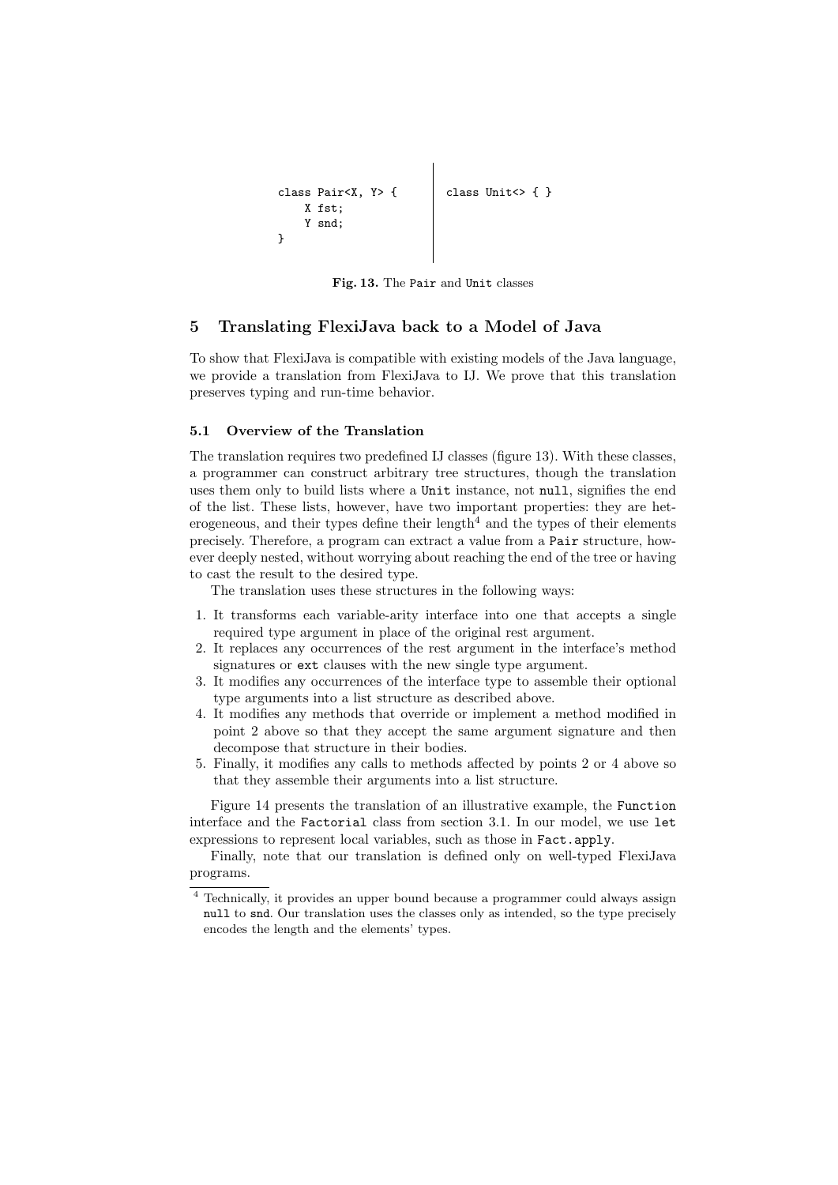```
class Pair<X, Y> {
    X fst;
    Y snd;
}
```

```
class Unit<> { }
```

**Fig. 13.** The `Pair` and `Unit` classes

## 5 Translating FlexiJava back to a Model of Java

To show that FlexiJava is compatible with existing models of the Java language, we provide a translation from FlexiJava to IJ. We prove that this translation preserves typing and run-time behavior.

### 5.1 Overview of the Translation

The translation requires two predefined IJ classes (figure 13). With these classes, a programmer can construct arbitrary tree structures, though the translation uses them only to build lists where a `Unit` instance, not `null`, signifies the end of the list. These lists, however, have two important properties: they are heterogeneous, and their types define their length[4] and the types of their elements precisely. Therefore, a program can extract a value from a `Pair` structure, however deeply nested, without worrying about reaching the end of the tree or having to cast the result to the desired type.

The translation uses these structures in the following ways:

1. It transforms each variable-arity interface into one that accepts a single required type argument in place of the original rest argument.
2. It replaces any occurrences of the rest argument in the interface's method signatures or `ext` clauses with the new single type argument.
3. It modifies any occurrences of the interface type to assemble their optional type arguments into a list structure as described above.
4. It modifies any methods that override or implement a method modified in point 2 above so that they accept the same argument signature and then decompose that structure in their bodies.
5. Finally, it modifies any calls to methods affected by points 2 or 4 above so that they assemble their arguments into a list structure.

Figure 14 presents the translation of an illustrative example, the `Function` interface and the `Factorial` class from section 3.1. In our model, we use `let` expressions to represent local variables, such as those in `Fact.apply`.

Finally, note that our translation is defined only on well-typed FlexiJava programs.

[4] Technically, it provides an upper bound because a programmer could always assign `null` to `snd`. Our translation uses the classes only as intended, so the type precisely encodes the length and the elements' types.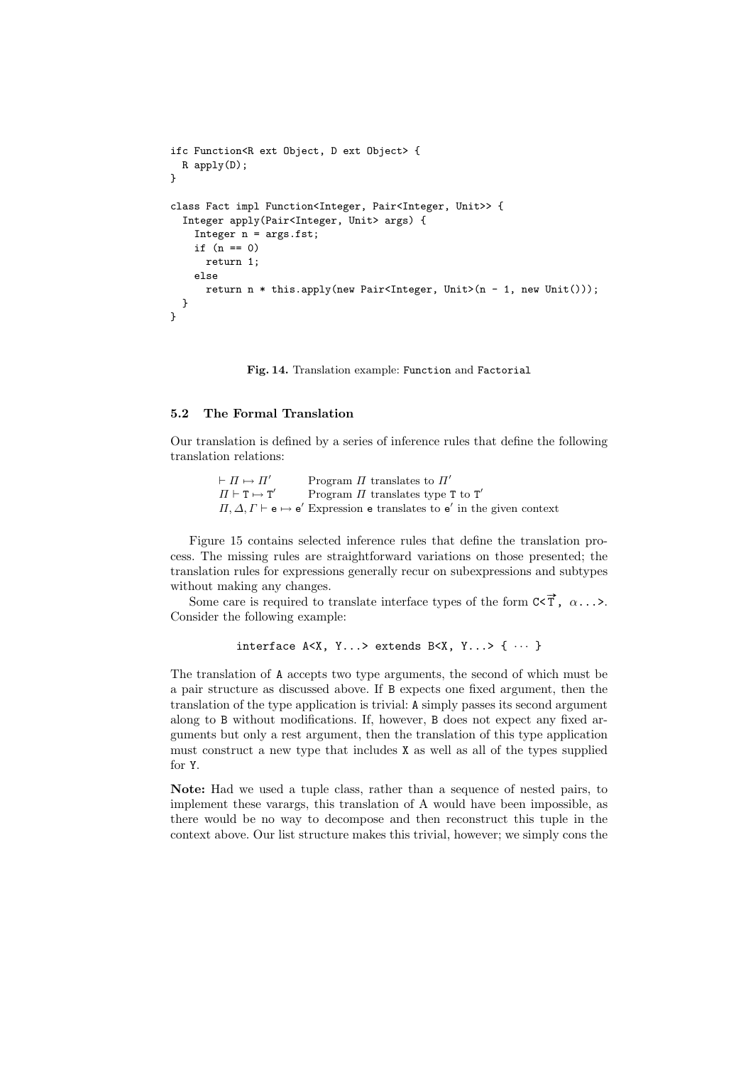```
ifc Function<R ext Object, D ext Object> {
  R apply(D);
}

class Fact impl Function<Integer, Pair<Integer, Unit>> {
  Integer apply(Pair<Integer, Unit> args) {
    Integer n = args.fst;
    if (n == 0)
      return 1;
    else
      return n * this.apply(new Pair<Integer, Unit>(n - 1, new Unit()));
  }
}
```

**Fig. 14.** Translation example: `Function` and `Factorial`

### 5.2 The Formal Translation

Our translation is defined by a series of inference rules that define the following translation relations:

| | |
|---|---|
| $\vdash \Pi \mapsto \Pi'$ | Program $\Pi$ translates to $\Pi'$ |
| $\Pi \vdash \mathtt{T} \mapsto \mathtt{T}'$ | Program $\Pi$ translates type `T` to $\mathtt{T}'$ |
| $\Pi, \Delta, \Gamma \vdash \mathtt{e} \mapsto \mathtt{e}'$ | Expression `e` translates to $\mathtt{e}'$ in the given context |

Figure 15 contains selected inference rules that define the translation process. The missing rules are straightforward variations on those presented; the translation rules for expressions generally recur on subexpressions and subtypes without making any changes.

Some care is required to translate interface types of the form $\mathtt{C}\texttt{<}\overrightarrow{\mathtt{T}}\texttt{,}\ \alpha\texttt{...>}$. Consider the following example:

```
interface A<X, Y...> extends B<X, Y...> { ··· }
```

The translation of `A` accepts two type arguments, the second of which must be a pair structure as discussed above. If `B` expects one fixed argument, then the translation of the type application is trivial: `A` simply passes its second argument along to `B` without modifications. If, however, `B` does not expect any fixed arguments but only a rest argument, then the translation of this type application must construct a new type that includes `X` as well as all of the types supplied for `Y`.

**Note:** Had we used a tuple class, rather than a sequence of nested pairs, to implement these varargs, this translation of A would have been impossible, as there would be no way to decompose and then reconstruct this tuple in the context above. Our list structure makes this trivial, however; we simply cons the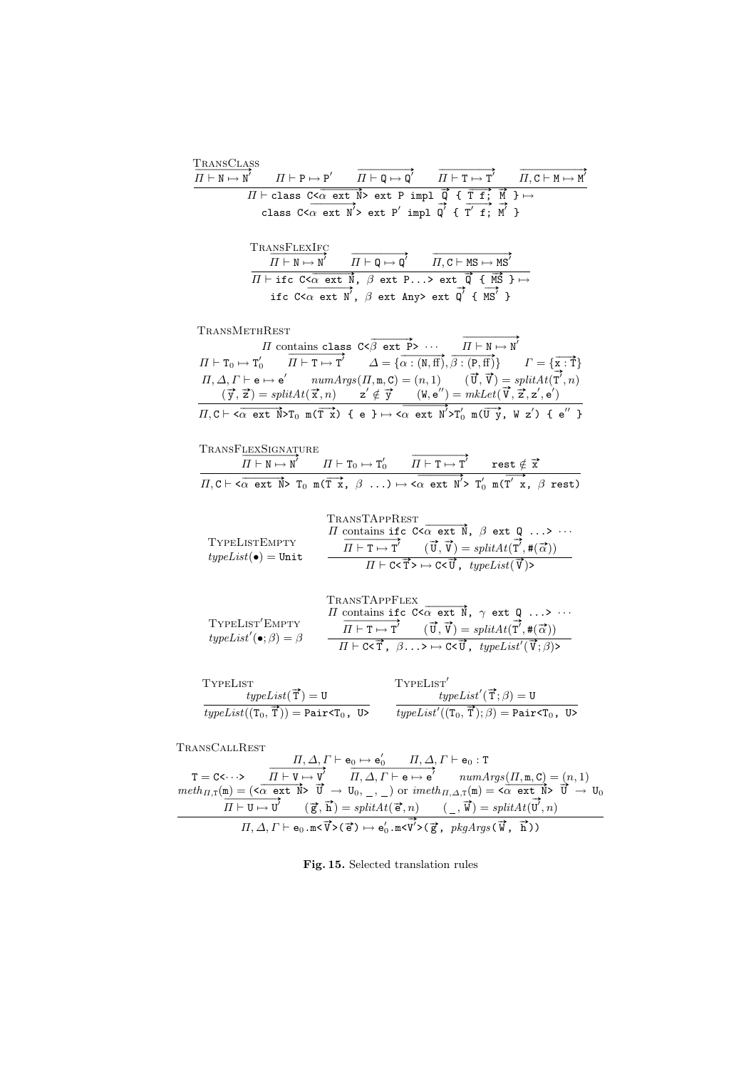TransClass

$$\frac{\overrightarrow{\Pi \vdash \texttt{N} \mapsto \texttt{N}'} \quad \Pi \vdash \texttt{P} \mapsto \texttt{P}' \quad \overrightarrow{\Pi \vdash \texttt{Q} \mapsto \texttt{Q}'} \quad \overrightarrow{\Pi \vdash \texttt{T} \mapsto \texttt{T}'} \quad \overrightarrow{\Pi, \texttt{C} \vdash \texttt{M} \mapsto \texttt{M}'}}{\begin{array}{c}\Pi \vdash \texttt{class C<}\overrightarrow{\alpha \texttt{ ext N}}\texttt{> ext P impl } \overrightarrow{\texttt{Q}} \texttt{ \{ } \overrightarrow{\texttt{T f;}} \ \overrightarrow{\texttt{M}} \texttt{ \}} \mapsto \\ \texttt{class C<}\overrightarrow{\alpha \texttt{ ext N}'}\texttt{> ext P}' \texttt{ impl } \overrightarrow{\texttt{Q}'} \texttt{ \{ } \overrightarrow{\texttt{T}' \texttt{ f;}} \ \overrightarrow{\texttt{M}'} \texttt{ \}}\end{array}}$$

TransFlexIfc

$$\frac{\overrightarrow{\Pi \vdash \texttt{N} \mapsto \texttt{N}'} \quad \overrightarrow{\Pi \vdash \texttt{Q} \mapsto \texttt{Q}'} \quad \overrightarrow{\Pi, \texttt{C} \vdash \texttt{MS} \mapsto \texttt{MS}'}}{\begin{array}{c}\Pi \vdash \texttt{ifc C<}\overrightarrow{\alpha \texttt{ ext N}}\texttt{, } \beta \texttt{ ext P...> ext } \overrightarrow{\texttt{Q}} \texttt{ \{ } \overrightarrow{\texttt{MS}} \texttt{ \}} \mapsto \\ \texttt{ifc C<}\overrightarrow{\alpha \texttt{ ext N}'}\texttt{, } \beta \texttt{ ext Any> ext } \overrightarrow{\texttt{Q}'} \texttt{ \{ } \overrightarrow{\texttt{MS}'} \texttt{ \}}\end{array}}$$

TransMethRest

$$\frac{\begin{array}{c}\Pi \text{ contains } \texttt{class C<}\overrightarrow{\beta \texttt{ ext P}}\texttt{>} \cdots \qquad \overrightarrow{\Pi \vdash \texttt{N} \mapsto \texttt{N}'} \\ \Pi \vdash \texttt{T}_0 \mapsto \texttt{T}_0' \qquad \overrightarrow{\Pi \vdash \texttt{T} \mapsto \texttt{T}'} \qquad \Delta = \{\overrightarrow{\alpha : (\texttt{N}, \text{ff})}, \overrightarrow{\beta : (\texttt{P}, \text{ff})}\} \qquad \Gamma = \{\overrightarrow{\texttt{x} : \texttt{T}}\} \\ \Pi, \Delta, \Gamma \vdash \texttt{e} \mapsto \texttt{e}' \qquad numArgs(\Pi, \texttt{m}, \texttt{C}) = (n, 1) \qquad (\overrightarrow{\texttt{U}}, \overrightarrow{\texttt{V}}) = splitAt(\overrightarrow{\texttt{T}'}, n) \\ (\overrightarrow{\texttt{y}}, \overrightarrow{\texttt{z}}) = splitAt(\overrightarrow{\texttt{x}}, n) \qquad \texttt{z}' \notin \overrightarrow{\texttt{y}} \qquad (\texttt{W}, \texttt{e}'') = mkLet(\overrightarrow{\texttt{V}}, \overrightarrow{\texttt{z}}, \texttt{z}', \texttt{e}')\end{array}}{\Pi, \texttt{C} \vdash \texttt{<}\overrightarrow{\alpha \texttt{ ext N}}\texttt{>T}_0 \texttt{ m(}\overrightarrow{\texttt{T x}}\texttt{) \{ e \}} \mapsto \texttt{<}\overrightarrow{\alpha \texttt{ ext N}'}\texttt{>T}_0' \texttt{ m(}\overrightarrow{\texttt{U y}}\texttt{, W z}'\texttt{) \{ e}'' \texttt{ \}}}$$

TransFlexSignature

$$\frac{\overrightarrow{\Pi \vdash \texttt{N} \mapsto \texttt{N}'} \quad \Pi \vdash \texttt{T}_0 \mapsto \texttt{T}_0' \quad \overrightarrow{\Pi \vdash \texttt{T} \mapsto \texttt{T}'} \quad \texttt{rest} \notin \overrightarrow{\texttt{x}}}{\Pi, \texttt{C} \vdash \texttt{<}\overrightarrow{\alpha \texttt{ ext N}}\texttt{> T}_0 \texttt{ m(}\overrightarrow{\texttt{T x}}\texttt{, } \beta \texttt{ ...)} \mapsto \texttt{<}\overrightarrow{\alpha \texttt{ ext N}'}\texttt{> T}_0' \texttt{ m(}\overrightarrow{\texttt{T}' \texttt{ x}}\texttt{, } \beta \texttt{ rest)}}$$

TypeListEmpty

$$typeList(\bullet) = \texttt{Unit}$$

TransTAppRest

$$\frac{\begin{array}{c}\Pi \text{ contains } \texttt{ifc C<}\overrightarrow{\alpha \texttt{ ext N}}\texttt{, } \beta \texttt{ ext Q ...>} \cdots \\ \overrightarrow{\Pi \vdash \texttt{T} \mapsto \texttt{T}'} \qquad (\overrightarrow{\texttt{U}}, \overrightarrow{\texttt{V}}) = splitAt(\overrightarrow{\texttt{T}'}, \#(\overrightarrow{\alpha}))\end{array}}{\Pi \vdash \texttt{C<}\overrightarrow{\texttt{T}}\texttt{>} \mapsto \texttt{C<}\overrightarrow{\texttt{U}}\texttt{, } typeList(\overrightarrow{\texttt{V}})\texttt{>}}$$

TypeList'Empty

$$typeList'(\bullet; \beta) = \beta$$

TransTAppFlex

$$\frac{\begin{array}{c}\Pi \text{ contains } \texttt{ifc C<}\overrightarrow{\alpha \texttt{ ext N}}\texttt{, } \gamma \texttt{ ext Q ...>} \cdots \\ \overrightarrow{\Pi \vdash \texttt{T} \mapsto \texttt{T}'} \qquad (\overrightarrow{\texttt{U}}, \overrightarrow{\texttt{V}}) = splitAt(\overrightarrow{\texttt{T}'}, \#(\overrightarrow{\alpha}))\end{array}}{\Pi \vdash \texttt{C<}\overrightarrow{\texttt{T}}\texttt{, } \beta \texttt{...>} \mapsto \texttt{C<}\overrightarrow{\texttt{U}}\texttt{, } typeList'(\overrightarrow{\texttt{V}}; \beta)\texttt{>}}$$

TypeList

$$\frac{typeList(\overrightarrow{\texttt{T}}) = \texttt{U}}{typeList((\texttt{T}_0, \overrightarrow{\texttt{T}})) = \texttt{Pair<T}_0\texttt{, U>}}$$

TypeList'

$$\frac{typeList'(\overrightarrow{\texttt{T}}; \beta) = \texttt{U}}{typeList'((\texttt{T}_0, \overrightarrow{\texttt{T}}); \beta) = \texttt{Pair<T}_0\texttt{, U>}}$$

TransCallRest

$$\frac{\begin{array}{c}\Pi, \Delta, \Gamma \vdash \texttt{e}_0 \mapsto \texttt{e}_0' \qquad \Pi, \Delta, \Gamma \vdash \texttt{e}_0 : \texttt{T} \\ \texttt{T} = \texttt{C<}\cdots\texttt{>} \qquad \overrightarrow{\Pi \vdash \texttt{V} \mapsto \texttt{V}'} \qquad \overrightarrow{\Pi, \Delta, \Gamma \vdash \texttt{e} \mapsto \texttt{e}'} \qquad numArgs(\Pi, \texttt{m}, \texttt{C}) = (n, 1) \\ meth_{\Pi,\texttt{T}}(\texttt{m}) = (\texttt{<}\overrightarrow{\alpha \texttt{ ext N}}\texttt{> } \overrightarrow{\texttt{U}} \rightarrow \texttt{U}_0, \_, \_) \text{ or } imeth_{\Pi,\Delta,\texttt{T}}(\texttt{m}) = \texttt{<}\overrightarrow{\alpha \texttt{ ext N}}\texttt{> } \overrightarrow{\texttt{U}} \rightarrow \texttt{U}_0 \\ \overrightarrow{\Pi \vdash \texttt{U} \mapsto \texttt{U}'} \qquad (\overrightarrow{\texttt{g}}, \overrightarrow{\texttt{h}}) = splitAt(\overrightarrow{\texttt{e}'}, n) \qquad (\_, \overrightarrow{\texttt{W}}) = splitAt(\overrightarrow{\texttt{U}'}, n)\end{array}}{\Pi, \Delta, \Gamma \vdash \texttt{e}_0\texttt{.m<}\overrightarrow{\texttt{V}}\texttt{>(}\overrightarrow{\texttt{e}}\texttt{)} \mapsto \texttt{e}_0'\texttt{.m<}\overrightarrow{\texttt{V}'}\texttt{>(}\overrightarrow{\texttt{g}}\texttt{, } pkgArgs\texttt{(}\overrightarrow{\texttt{W}}\texttt{, } \overrightarrow{\texttt{h}}\texttt{))}}$$

**Fig. 15.** Selected translation rules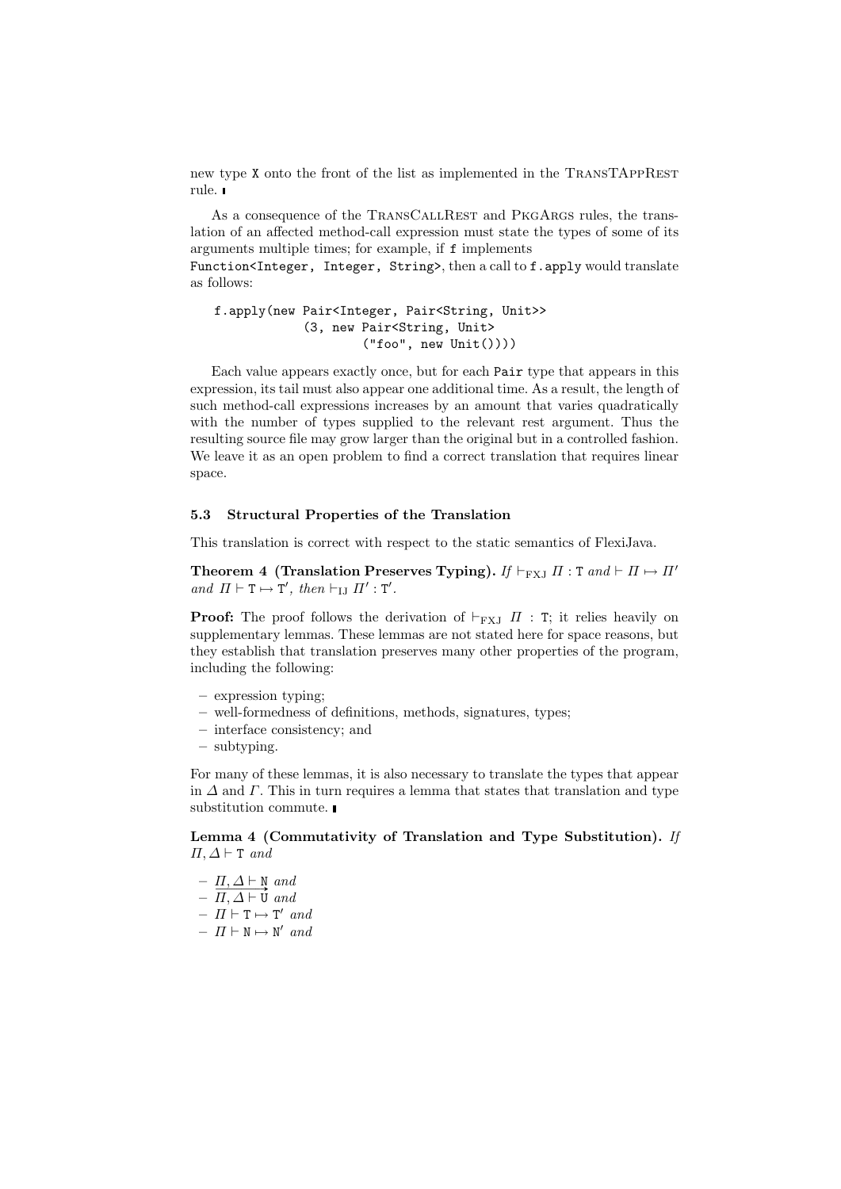new type X onto the front of the list as implemented in the TransTAppRest rule. ∎

As a consequence of the TransCallRest and PkgArgs rules, the translation of an affected method-call expression must state the types of some of its arguments multiple times; for example, if f implements Function<Integer, Integer, String>, then a call to f.apply would translate as follows:

```
f.apply(new Pair<Integer, Pair<String, Unit>>
          (3, new Pair<String, Unit>
                ("foo", new Unit())))
```

Each value appears exactly once, but for each Pair type that appears in this expression, its tail must also appear one additional time. As a result, the length of such method-call expressions increases by an amount that varies quadratically with the number of types supplied to the relevant rest argument. Thus the resulting source file may grow larger than the original but in a controlled fashion. We leave it as an open problem to find a correct translation that requires linear space.

### 5.3 Structural Properties of the Translation

This translation is correct with respect to the static semantics of FlexiJava.

**Theorem 4 (Translation Preserves Typing).** *If* $\vdash_{\text{FXJ}} \Pi : \mathtt{T}$ *and* $\vdash \Pi \mapsto \Pi'$ *and* $\Pi \vdash \mathtt{T} \mapsto \mathtt{T}'$*, then* $\vdash_{\text{IJ}} \Pi' : \mathtt{T}'$.

**Proof:** The proof follows the derivation of $\vdash_{\text{FXJ}} \Pi : \mathtt{T}$; it relies heavily on supplementary lemmas. These lemmas are not stated here for space reasons, but they establish that translation preserves many other properties of the program, including the following:

- expression typing;
- well-formedness of definitions, methods, signatures, types;
- interface consistency; and
- subtyping.

For many of these lemmas, it is also necessary to translate the types that appear in $\Delta$ and $\Gamma$. This in turn requires a lemma that states that translation and type substitution commute. ∎

**Lemma 4 (Commutativity of Translation and Type Substitution).** *If* $\Pi, \Delta \vdash \mathtt{T}$ *and*

- $\underline{\Pi, \Delta \vdash \mathtt{N}}$ *and*
- $\overrightarrow{\Pi, \Delta \vdash \mathtt{U}}$ *and*
- $\Pi \vdash \mathtt{T} \mapsto \mathtt{T}'$ *and*
- $\Pi \vdash \mathtt{N} \mapsto \mathtt{N}'$ *and*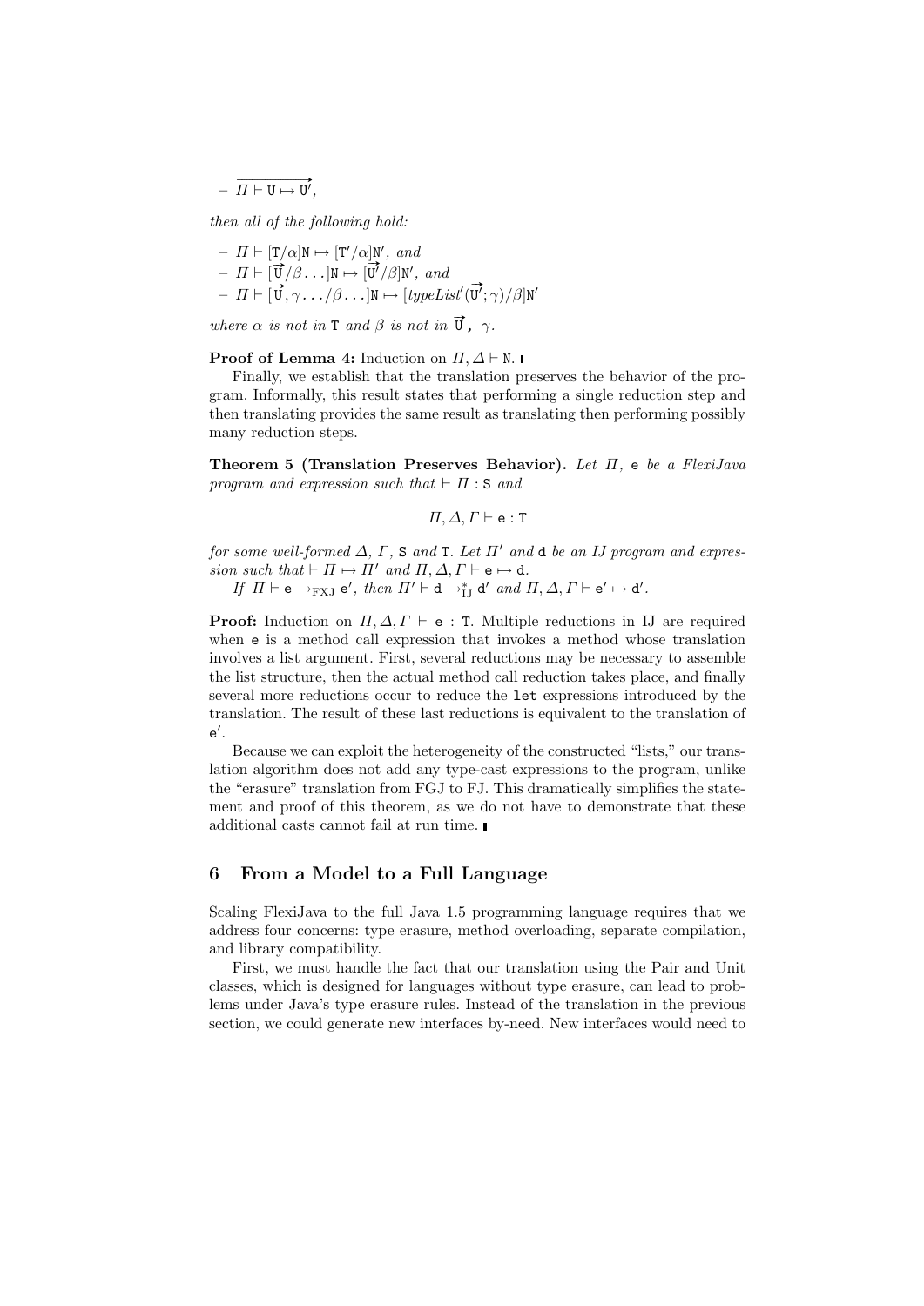– $\overrightarrow{\Pi \vdash \mathtt{U} \mapsto \mathtt{U}'}$,

*then all of the following hold:*

– $\Pi \vdash [\mathtt{T}/\alpha]\mathtt{N} \mapsto [\mathtt{T}'/\alpha]\mathtt{N}'$, *and*
– $\Pi \vdash [\vec{\mathtt{U}}/\beta\ldots]\mathtt{N} \mapsto [\vec{\mathtt{U}'}/\beta]\mathtt{N}'$, *and*
– $\Pi \vdash [\vec{\mathtt{U}}, \gamma\ldots/\beta\ldots]\mathtt{N} \mapsto [\mathit{typeList}'(\vec{\mathtt{U}'};\gamma)/\beta]\mathtt{N}'$

*where* $\alpha$ *is not in* T *and* $\beta$ *is not in* $\vec{\mathtt{U}}$, $\gamma$.

**Proof of Lemma 4:** Induction on $\Pi, \Delta \vdash \mathtt{N}$. ▮

Finally, we establish that the translation preserves the behavior of the program. Informally, this result states that performing a single reduction step and then translating provides the same result as translating then performing possibly many reduction steps.

**Theorem 5 (Translation Preserves Behavior).** *Let* $\Pi$, e *be a FlexiJava program and expression such that* $\vdash \Pi : \mathtt{S}$ *and*

$$\Pi, \Delta, \Gamma \vdash \mathtt{e} : \mathtt{T}$$

*for some well-formed* $\Delta$, $\Gamma$, S *and* T*. Let* $\Pi'$ *and* d *be an IJ program and expression such that* $\vdash \Pi \mapsto \Pi'$ *and* $\Pi, \Delta, \Gamma \vdash \mathtt{e} \mapsto \mathtt{d}$*.*

*If* $\Pi \vdash \mathtt{e} \rightarrow_{\mathrm{FXJ}} \mathtt{e}'$*, then* $\Pi' \vdash \mathtt{d} \rightarrow^{*}_{\mathrm{IJ}} \mathtt{d}'$ *and* $\Pi, \Delta, \Gamma \vdash \mathtt{e}' \mapsto \mathtt{d}'$*.*

**Proof:** Induction on $\Pi, \Delta, \Gamma \vdash \mathtt{e} : \mathtt{T}$. Multiple reductions in IJ are required when e is a method call expression that invokes a method whose translation involves a list argument. First, several reductions may be necessary to assemble the list structure, then the actual method call reduction takes place, and finally several more reductions occur to reduce the `let` expressions introduced by the translation. The result of these last reductions is equivalent to the translation of $\mathtt{e}'$.

Because we can exploit the heterogeneity of the constructed "lists," our translation algorithm does not add any type-cast expressions to the program, unlike the "erasure" translation from FGJ to FJ. This dramatically simplifies the statement and proof of this theorem, as we do not have to demonstrate that these additional casts cannot fail at run time. ▮

## 6 From a Model to a Full Language

Scaling FlexiJava to the full Java 1.5 programming language requires that we address four concerns: type erasure, method overloading, separate compilation, and library compatibility.

First, we must handle the fact that our translation using the Pair and Unit classes, which is designed for languages without type erasure, can lead to problems under Java's type erasure rules. Instead of the translation in the previous section, we could generate new interfaces by-need. New interfaces would need to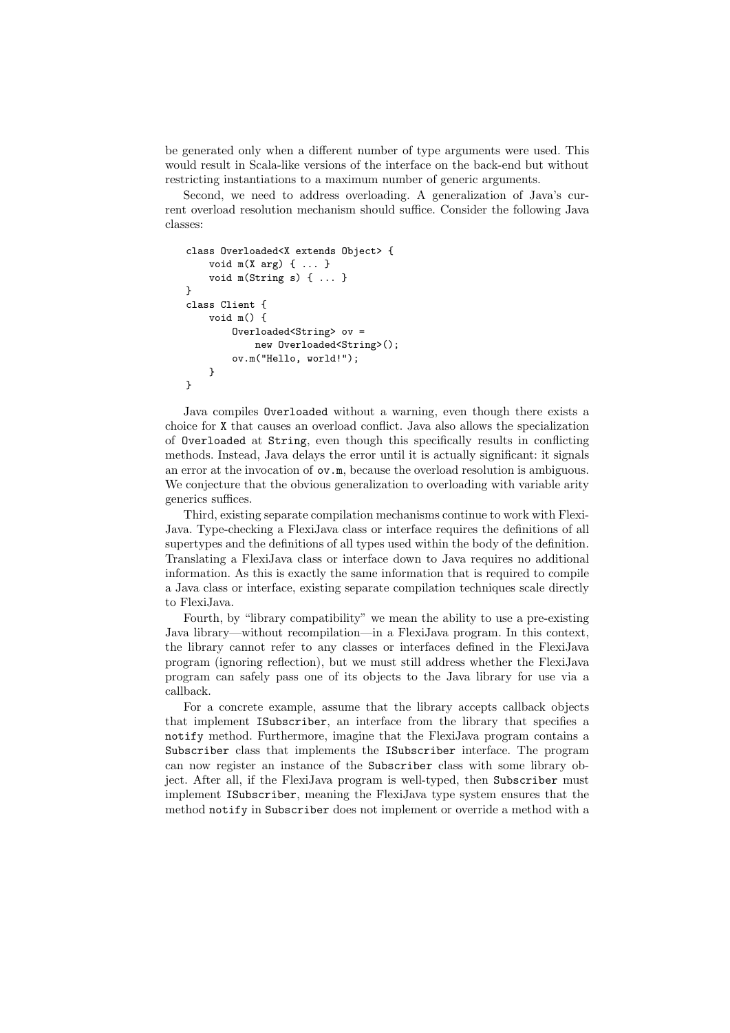be generated only when a different number of type arguments were used. This would result in Scala-like versions of the interface on the back-end but without restricting instantiations to a maximum number of generic arguments.

Second, we need to address overloading. A generalization of Java's current overload resolution mechanism should suffice. Consider the following Java classes:

```
class Overloaded<X extends Object> {
    void m(X arg) { ... }
    void m(String s) { ... }
}
class Client {
    void m() {
        Overloaded<String> ov =
            new Overloaded<String>();
        ov.m("Hello, world!");
    }
}
```

Java compiles `Overloaded` without a warning, even though there exists a choice for `X` that causes an overload conflict. Java also allows the specialization of `Overloaded` at `String`, even though this specifically results in conflicting methods. Instead, Java delays the error until it is actually significant: it signals an error at the invocation of `ov.m`, because the overload resolution is ambiguous. We conjecture that the obvious generalization to overloading with variable arity generics suffices.

Third, existing separate compilation mechanisms continue to work with FlexiJava. Type-checking a FlexiJava class or interface requires the definitions of all supertypes and the definitions of all types used within the body of the definition. Translating a FlexiJava class or interface down to Java requires no additional information. As this is exactly the same information that is required to compile a Java class or interface, existing separate compilation techniques scale directly to FlexiJava.

Fourth, by "library compatibility" we mean the ability to use a pre-existing Java library—without recompilation—in a FlexiJava program. In this context, the library cannot refer to any classes or interfaces defined in the FlexiJava program (ignoring reflection), but we must still address whether the FlexiJava program can safely pass one of its objects to the Java library for use via a callback.

For a concrete example, assume that the library accepts callback objects that implement `ISubscriber`, an interface from the library that specifies a `notify` method. Furthermore, imagine that the FlexiJava program contains a `Subscriber` class that implements the `ISubscriber` interface. The program can now register an instance of the `Subscriber` class with some library object. After all, if the FlexiJava program is well-typed, then `Subscriber` must implement `ISubscriber`, meaning the FlexiJava type system ensures that the method `notify` in `Subscriber` does not implement or override a method with a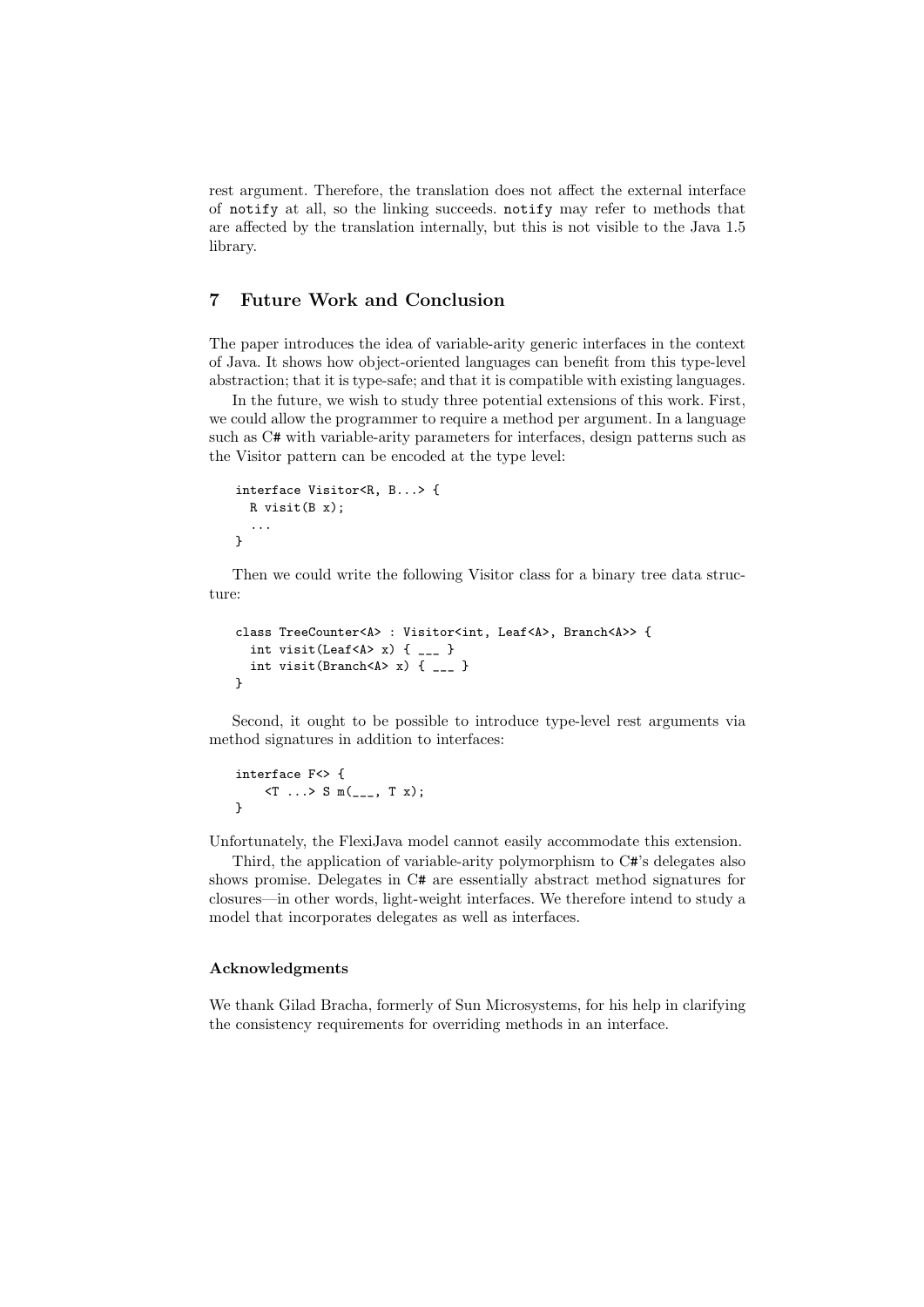rest argument. Therefore, the translation does not affect the external interface of `notify` at all, so the linking succeeds. `notify` may refer to methods that are affected by the translation internally, but this is not visible to the Java 1.5 library.

## 7 Future Work and Conclusion

The paper introduces the idea of variable-arity generic interfaces in the context of Java. It shows how object-oriented languages can benefit from this type-level abstraction; that it is type-safe; and that it is compatible with existing languages.

In the future, we wish to study three potential extensions of this work. First, we could allow the programmer to require a method per argument. In a language such as C# with variable-arity parameters for interfaces, design patterns such as the Visitor pattern can be encoded at the type level:

```
interface Visitor<R, B...> {
  R visit(B x);
  ...
}
```

Then we could write the following Visitor class for a binary tree data structure:

```
class TreeCounter<A> : Visitor<int, Leaf<A>, Branch<A>> {
  int visit(Leaf<A> x) { ___ }
  int visit(Branch<A> x) { ___ }
}
```

Second, it ought to be possible to introduce type-level rest arguments via method signatures in addition to interfaces:

```
interface F<> {
    <T ...> S m(___, T x);
}
```

Unfortunately, the FlexiJava model cannot easily accommodate this extension.

Third, the application of variable-arity polymorphism to C#'s delegates also shows promise. Delegates in C# are essentially abstract method signatures for closures—in other words, light-weight interfaces. We therefore intend to study a model that incorporates delegates as well as interfaces.

#### Acknowledgments

We thank Gilad Bracha, formerly of Sun Microsystems, for his help in clarifying the consistency requirements for overriding methods in an interface.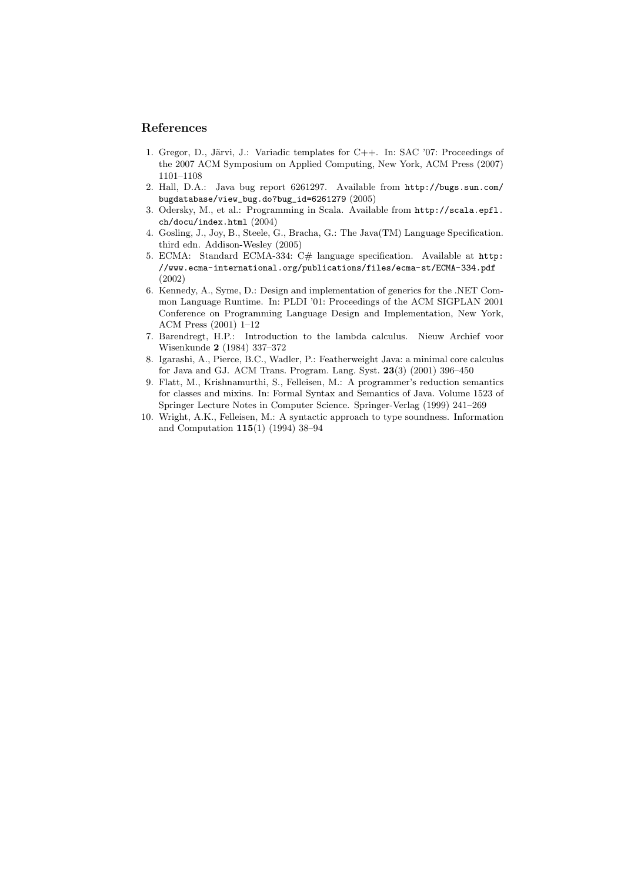## References

1. Gregor, D., Järvi, J.: Variadic templates for C++. In: SAC '07: Proceedings of the 2007 ACM Symposium on Applied Computing, New York, ACM Press (2007) 1101–1108
2. Hall, D.A.: Java bug report 6261297. Available from `http://bugs.sun.com/bugdatabase/view_bug.do?bug_id=6261279` (2005)
3. Odersky, M., et al.: Programming in Scala. Available from `http://scala.epfl.ch/docu/index.html` (2004)
4. Gosling, J., Joy, B., Steele, G., Bracha, G.: The Java(TM) Language Specification. third edn. Addison-Wesley (2005)
5. ECMA: Standard ECMA-334: C# language specification. Available at `http://www.ecma-international.org/publications/files/ecma-st/ECMA-334.pdf` (2002)
6. Kennedy, A., Syme, D.: Design and implementation of generics for the .NET Common Language Runtime. In: PLDI '01: Proceedings of the ACM SIGPLAN 2001 Conference on Programming Language Design and Implementation, New York, ACM Press (2001) 1–12
7. Barendregt, H.P.: Introduction to the lambda calculus. Nieuw Archief voor Wisenkunde **2** (1984) 337–372
8. Igarashi, A., Pierce, B.C., Wadler, P.: Featherweight Java: a minimal core calculus for Java and GJ. ACM Trans. Program. Lang. Syst. **23**(3) (2001) 396–450
9. Flatt, M., Krishnamurthi, S., Felleisen, M.: A programmer's reduction semantics for classes and mixins. In: Formal Syntax and Semantics of Java. Volume 1523 of Springer Lecture Notes in Computer Science. Springer-Verlag (1999) 241–269
10. Wright, A.K., Felleisen, M.: A syntactic approach to type soundness. Information and Computation **115**(1) (1994) 38–94